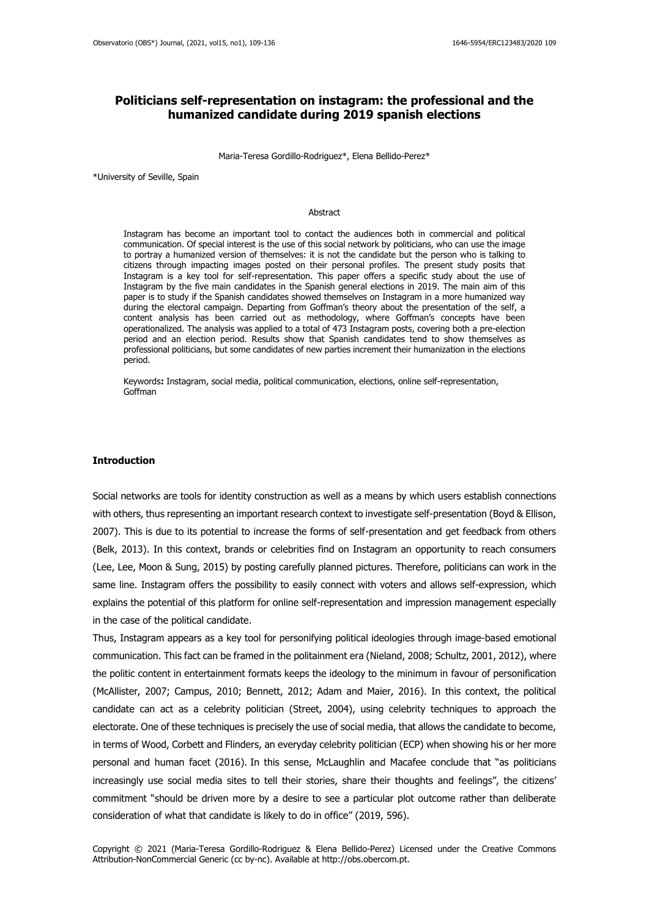# Politicians self-representation on instagram: the professional and the humanized candidate during 2019 spanish elections

Maria-Teresa Gordillo-Rodriguez*, Elena Bellido-Perez*

*University of Seville, Spain

## Abstract

Instagram has become an important tool to contact the audiences both in commercial and political communication. Of special interest is the use of this social network by politicians, who can use the image to portray a humanized version of themselves: it is not the candidate but the person who is talking to citizens through impacting images posted on their personal profiles. The present study posits that Instagram is a key tool for self-representation. This paper offers a specific study about the use of Instagram by the five main candidates in the Spanish general elections in 2019. The main aim of this paper is to study if the Spanish candidates showed themselves on Instagram in a more humanized way during the electoral campaign. Departing from Goffman's theory about the presentation of the self, a content analysis has been carried out as methodology, where Goffman's concepts have been operationalized. The analysis was applied to a total of 473 Instagram posts, covering both a pre-election period and an election period. Results show that Spanish candidates tend to show themselves as professional politicians, but some candidates of new parties increment their humanization in the elections period.

Keywords**:** Instagram, social media, political communication, elections, online self-representation, Goffman

## Introduction

Social networks are tools for identity construction as well as a means by which users establish connections with others, thus representing an important research context to investigate self-presentation (Boyd & Ellison, 2007). This is due to its potential to increase the forms of self-presentation and get feedback from others (Belk, 2013). In this context, brands or celebrities find on Instagram an opportunity to reach consumers (Lee, Lee, Moon & Sung, 2015) by posting carefully planned pictures. Therefore, politicians can work in the same line. Instagram offers the possibility to easily connect with voters and allows self-expression, which explains the potential of this platform for online self-representation and impression management especially in the case of the political candidate.

Thus, Instagram appears as a key tool for personifying political ideologies through image-based emotional communication. This fact can be framed in the politainment era (Nieland, 2008; Schultz, 2001, 2012), where the politic content in entertainment formats keeps the ideology to the minimum in favour of personification (McAllister, 2007; Campus, 2010; Bennett, 2012; Adam and Maier, 2016). In this context, the political candidate can act as a celebrity politician (Street, 2004), using celebrity techniques to approach the electorate. One of these techniques is precisely the use of social media, that allows the candidate to become, in terms of Wood, Corbett and Flinders, an everyday celebrity politician (ECP) when showing his or her more personal and human facet (2016). In this sense, McLaughlin and Macafee conclude that "as politicians increasingly use social media sites to tell their stories, share their thoughts and feelings", the citizens' commitment "should be driven more by a desire to see a particular plot outcome rather than deliberate consideration of what that candidate is likely to do in office" (2019, 596).

Copyright © 2021 (Maria-Teresa Gordillo-Rodriguez & Elena Bellido-Perez) Licensed under the Creative Commons Attribution-NonCommercial Generic (cc by-nc). Available at http://obs.obercom.pt.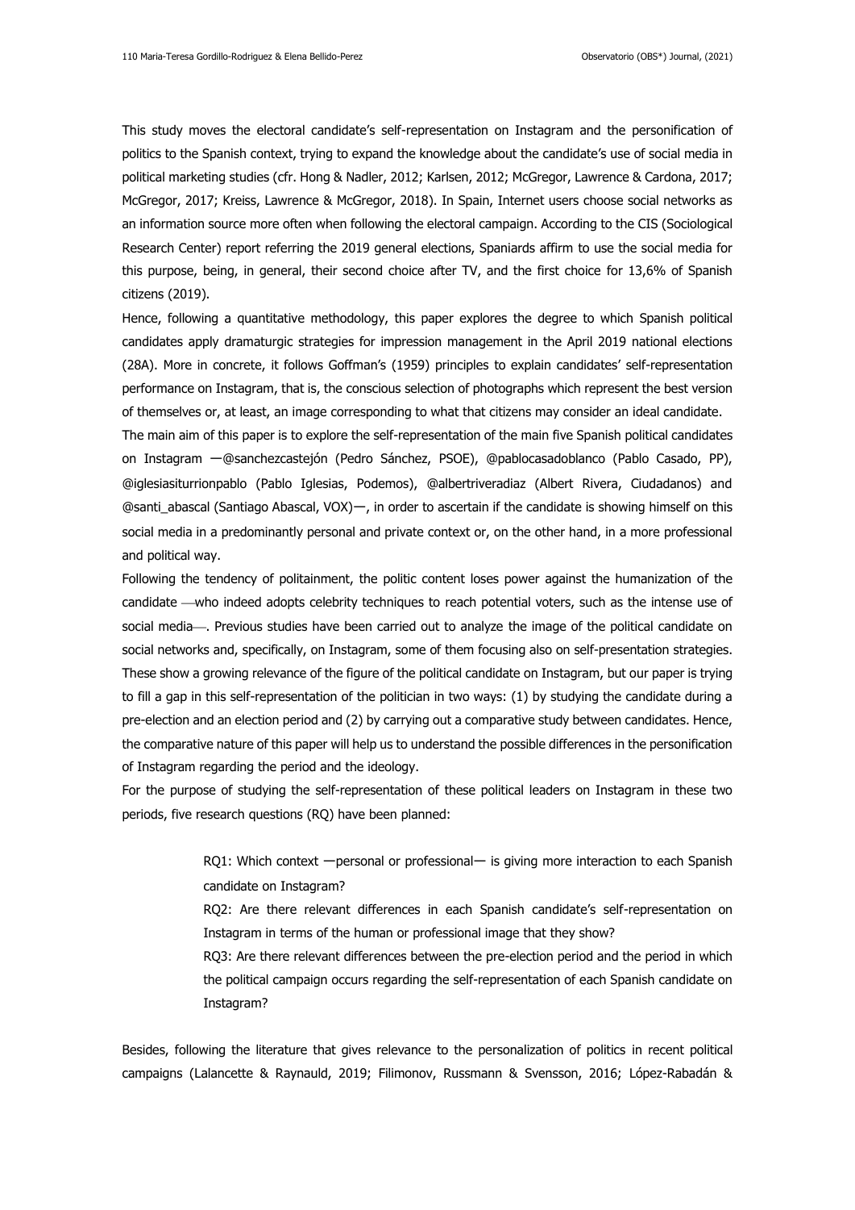This study moves the electoral candidate's self-representation on Instagram and the personification of politics to the Spanish context, trying to expand the knowledge about the candidate's use of social media in political marketing studies (cfr. Hong & Nadler, 2012; Karlsen, 2012; McGregor, Lawrence & Cardona, 2017; McGregor, 2017; Kreiss, Lawrence & McGregor, 2018). In Spain, Internet users choose social networks as an information source more often when following the electoral campaign. According to the CIS (Sociological Research Center) report referring the 2019 general elections, Spaniards affirm to use the social media for this purpose, being, in general, their second choice after TV, and the first choice for 13,6% of Spanish citizens (2019).

Hence, following a quantitative methodology, this paper explores the degree to which Spanish political candidates apply dramaturgic strategies for impression management in the April 2019 national elections (28A). More in concrete, it follows Goffman's (1959) principles to explain candidates' self-representation performance on Instagram, that is, the conscious selection of photographs which represent the best version of themselves or, at least, an image corresponding to what that citizens may consider an ideal candidate.

The main aim of this paper is to explore the self-representation of the main five Spanish political candidates on Instagram —@sanchezcastejón (Pedro Sánchez, PSOE), @pablocasadoblanco (Pablo Casado, PP), @iglesiasiturrionpablo (Pablo Iglesias, Podemos), @albertriveradiaz (Albert Rivera, Ciudadanos) and @santi_abascal (Santiago Abascal, VOX)—, in order to ascertain if the candidate is showing himself on this social media in a predominantly personal and private context or, on the other hand, in a more professional and political way.

Following the tendency of politainment, the politic content loses power against the humanization of the candidate —who indeed adopts celebrity techniques to reach potential voters, such as the intense use of social media—. Previous studies have been carried out to analyze the image of the political candidate on social networks and, specifically, on Instagram, some of them focusing also on self-presentation strategies. These show a growing relevance of the figure of the political candidate on Instagram, but our paper is trying to fill a gap in this self-representation of the politician in two ways: (1) by studying the candidate during a pre-election and an election period and (2) by carrying out a comparative study between candidates. Hence, the comparative nature of this paper will help us to understand the possible differences in the personification of Instagram regarding the period and the ideology.

For the purpose of studying the self-representation of these political leaders on Instagram in these two periods, five research questions (RQ) have been planned:

> RQ1: Which context —personal or professional— is giving more interaction to each Spanish candidate on Instagram?
>
> RQ2: Are there relevant differences in each Spanish candidate's self-representation on Instagram in terms of the human or professional image that they show?
>
> RQ3: Are there relevant differences between the pre-election period and the period in which the political campaign occurs regarding the self-representation of each Spanish candidate on Instagram?

Besides, following the literature that gives relevance to the personalization of politics in recent political campaigns (Lalancette & Raynauld, 2019; Filimonov, Russmann & Svensson, 2016; López-Rabadán &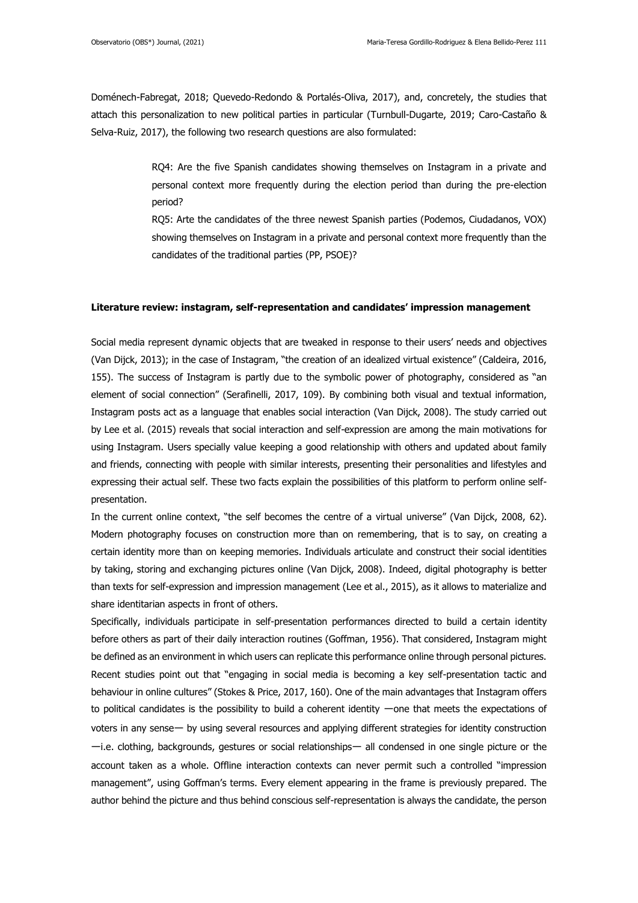Doménech-Fabregat, 2018; Quevedo-Redondo & Portalés-Oliva, 2017), and, concretely, the studies that attach this personalization to new political parties in particular (Turnbull-Dugarte, 2019; Caro-Castaño & Selva-Ruiz, 2017), the following two research questions are also formulated:

> RQ4: Are the five Spanish candidates showing themselves on Instagram in a private and personal context more frequently during the election period than during the pre-election period?
>
> RQ5: Arte the candidates of the three newest Spanish parties (Podemos, Ciudadanos, VOX) showing themselves on Instagram in a private and personal context more frequently than the candidates of the traditional parties (PP, PSOE)?

## Literature review: instagram, self-representation and candidates' impression management

Social media represent dynamic objects that are tweaked in response to their users' needs and objectives (Van Dijck, 2013); in the case of Instagram, "the creation of an idealized virtual existence" (Caldeira, 2016, 155). The success of Instagram is partly due to the symbolic power of photography, considered as "an element of social connection" (Serafinelli, 2017, 109). By combining both visual and textual information, Instagram posts act as a language that enables social interaction (Van Dijck, 2008). The study carried out by Lee et al. (2015) reveals that social interaction and self-expression are among the main motivations for using Instagram. Users specially value keeping a good relationship with others and updated about family and friends, connecting with people with similar interests, presenting their personalities and lifestyles and expressing their actual self. These two facts explain the possibilities of this platform to perform online self-presentation.

In the current online context, "the self becomes the centre of a virtual universe" (Van Dijck, 2008, 62). Modern photography focuses on construction more than on remembering, that is to say, on creating a certain identity more than on keeping memories. Individuals articulate and construct their social identities by taking, storing and exchanging pictures online (Van Dijck, 2008). Indeed, digital photography is better than texts for self-expression and impression management (Lee et al., 2015), as it allows to materialize and share identitarian aspects in front of others.

Specifically, individuals participate in self-presentation performances directed to build a certain identity before others as part of their daily interaction routines (Goffman, 1956). That considered, Instagram might be defined as an environment in which users can replicate this performance online through personal pictures. Recent studies point out that "engaging in social media is becoming a key self-presentation tactic and behaviour in online cultures" (Stokes & Price, 2017, 160). One of the main advantages that Instagram offers to political candidates is the possibility to build a coherent identity —one that meets the expectations of voters in any sense— by using several resources and applying different strategies for identity construction —i.e. clothing, backgrounds, gestures or social relationships— all condensed in one single picture or the account taken as a whole. Offline interaction contexts can never permit such a controlled "impression management", using Goffman's terms. Every element appearing in the frame is previously prepared. The author behind the picture and thus behind conscious self-representation is always the candidate, the person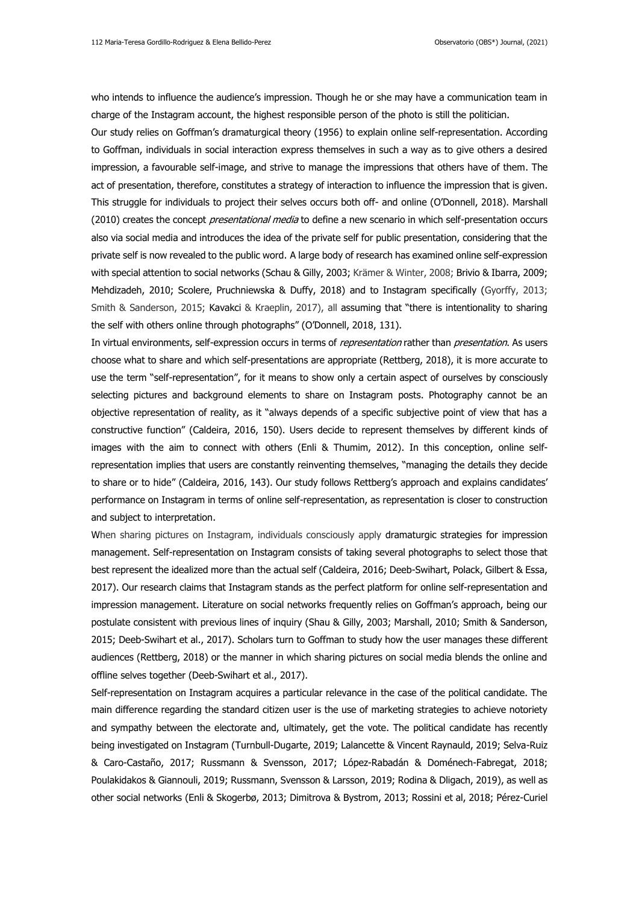who intends to influence the audience's impression. Though he or she may have a communication team in charge of the Instagram account, the highest responsible person of the photo is still the politician.

Our study relies on Goffman's dramaturgical theory (1956) to explain online self-representation. According to Goffman, individuals in social interaction express themselves in such a way as to give others a desired impression, a favourable self-image, and strive to manage the impressions that others have of them. The act of presentation, therefore, constitutes a strategy of interaction to influence the impression that is given. This struggle for individuals to project their selves occurs both off- and online (O'Donnell, 2018). Marshall (2010) creates the concept *presentational media* to define a new scenario in which self-presentation occurs also via social media and introduces the idea of the private self for public presentation, considering that the private self is now revealed to the public word. A large body of research has examined online self-expression with special attention to social networks (Schau & Gilly, 2003; Krämer & Winter, 2008; Brivio & Ibarra, 2009; Mehdizadeh, 2010; Scolere, Pruchniewska & Duffy, 2018) and to Instagram specifically (Gyorffy, 2013; Smith & Sanderson, 2015; Kavakci & Kraeplin, 2017), all assuming that "there is intentionality to sharing the self with others online through photographs" (O'Donnell, 2018, 131).

In virtual environments, self-expression occurs in terms of *representation* rather than *presentation*. As users choose what to share and which self-presentations are appropriate (Rettberg, 2018), it is more accurate to use the term "self-representation", for it means to show only a certain aspect of ourselves by consciously selecting pictures and background elements to share on Instagram posts. Photography cannot be an objective representation of reality, as it "always depends of a specific subjective point of view that has a constructive function" (Caldeira, 2016, 150). Users decide to represent themselves by different kinds of images with the aim to connect with others (Enli & Thumim, 2012). In this conception, online self-representation implies that users are constantly reinventing themselves, "managing the details they decide to share or to hide" (Caldeira, 2016, 143). Our study follows Rettberg's approach and explains candidates' performance on Instagram in terms of online self-representation, as representation is closer to construction and subject to interpretation.

When sharing pictures on Instagram, individuals consciously apply dramaturgic strategies for impression management. Self-representation on Instagram consists of taking several photographs to select those that best represent the idealized more than the actual self (Caldeira, 2016; Deeb-Swihart, Polack, Gilbert & Essa, 2017). Our research claims that Instagram stands as the perfect platform for online self-representation and impression management. Literature on social networks frequently relies on Goffman's approach, being our postulate consistent with previous lines of inquiry (Shau & Gilly, 2003; Marshall, 2010; Smith & Sanderson, 2015; Deeb-Swihart et al., 2017). Scholars turn to Goffman to study how the user manages these different audiences (Rettberg, 2018) or the manner in which sharing pictures on social media blends the online and offline selves together (Deeb-Swihart et al., 2017).

Self-representation on Instagram acquires a particular relevance in the case of the political candidate. The main difference regarding the standard citizen user is the use of marketing strategies to achieve notoriety and sympathy between the electorate and, ultimately, get the vote. The political candidate has recently being investigated on Instagram (Turnbull-Dugarte, 2019; Lalancette & Vincent Raynauld, 2019; Selva-Ruiz & Caro-Castaño, 2017; Russmann & Svensson, 2017; López-Rabadán & Doménech-Fabregat, 2018; Poulakidakos & Giannouli, 2019; Russmann, Svensson & Larsson, 2019; Rodina & Dligach, 2019), as well as other social networks (Enli & Skogerbø, 2013; Dimitrova & Bystrom, 2013; Rossini et al, 2018; Pérez-Curiel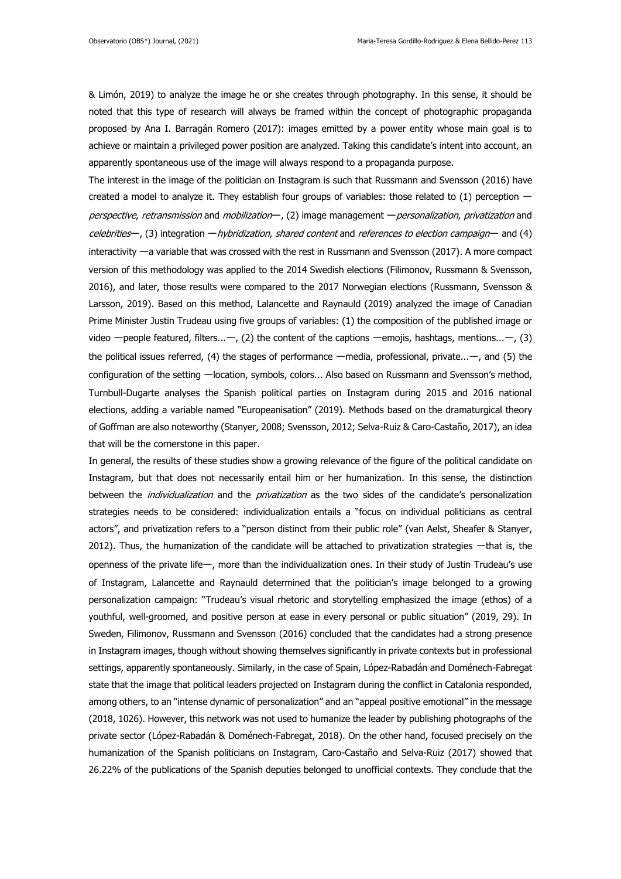& Limón, 2019) to analyze the image he or she creates through photography. In this sense, it should be noted that this type of research will always be framed within the concept of photographic propaganda proposed by Ana I. Barragán Romero (2017): images emitted by a power entity whose main goal is to achieve or maintain a privileged power position are analyzed. Taking this candidate's intent into account, an apparently spontaneous use of the image will always respond to a propaganda purpose.

The interest in the image of the politician on Instagram is such that Russmann and Svensson (2016) have created a model to analyze it. They establish four groups of variables: those related to (1) perception —*perspective*, *retransmission* and *mobilization*—, (2) image management —*personalization*, *privatization* and *celebrities*—, (3) integration —*hybridization*, *shared content* and *references to election campaign*— and (4) interactivity —a variable that was crossed with the rest in Russmann and Svensson (2017). A more compact version of this methodology was applied to the 2014 Swedish elections (Filimonov, Russmann & Svensson, 2016), and later, those results were compared to the 2017 Norwegian elections (Russmann, Svensson & Larsson, 2019). Based on this method, Lalancette and Raynauld (2019) analyzed the image of Canadian Prime Minister Justin Trudeau using five groups of variables: (1) the composition of the published image or video —people featured, filters...—, (2) the content of the captions —emojis, hashtags, mentions...—, (3) the political issues referred, (4) the stages of performance —media, professional, private...—, and (5) the configuration of the setting —location, symbols, colors... Also based on Russmann and Svensson's method, Turnbull-Dugarte analyses the Spanish political parties on Instagram during 2015 and 2016 national elections, adding a variable named "Europeanisation" (2019). Methods based on the dramaturgical theory of Goffman are also noteworthy (Stanyer, 2008; Svensson, 2012; Selva-Ruiz & Caro-Castaño, 2017), an idea that will be the cornerstone in this paper.

In general, the results of these studies show a growing relevance of the figure of the political candidate on Instagram, but that does not necessarily entail him or her humanization. In this sense, the distinction between the *individualization* and the *privatization* as the two sides of the candidate's personalization strategies needs to be considered: individualization entails a "focus on individual politicians as central actors", and privatization refers to a "person distinct from their public role" (van Aelst, Sheafer & Stanyer, 2012). Thus, the humanization of the candidate will be attached to privatization strategies —that is, the openness of the private life—, more than the individualization ones. In their study of Justin Trudeau's use of Instagram, Lalancette and Raynauld determined that the politician's image belonged to a growing personalization campaign: "Trudeau's visual rhetoric and storytelling emphasized the image (ethos) of a youthful, well-groomed, and positive person at ease in every personal or public situation" (2019, 29). In Sweden, Filimonov, Russmann and Svensson (2016) concluded that the candidates had a strong presence in Instagram images, though without showing themselves significantly in private contexts but in professional settings, apparently spontaneously. Similarly, in the case of Spain, López-Rabadán and Doménech-Fabregat state that the image that political leaders projected on Instagram during the conflict in Catalonia responded, among others, to an "intense dynamic of personalization" and an "appeal positive emotional" in the message (2018, 1026). However, this network was not used to humanize the leader by publishing photographs of the private sector (López-Rabadán & Doménech-Fabregat, 2018). On the other hand, focused precisely on the humanization of the Spanish politicians on Instagram, Caro-Castaño and Selva-Ruiz (2017) showed that 26.22% of the publications of the Spanish deputies belonged to unofficial contexts. They conclude that the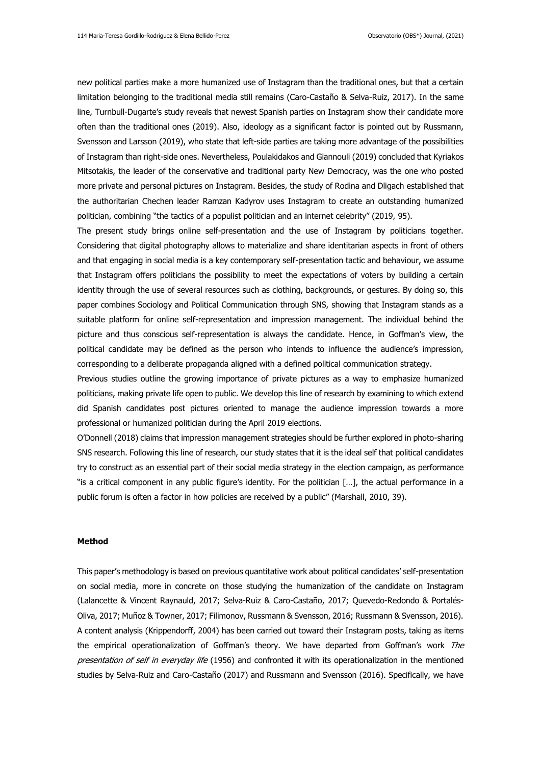new political parties make a more humanized use of Instagram than the traditional ones, but that a certain limitation belonging to the traditional media still remains (Caro-Castaño & Selva-Ruiz, 2017). In the same line, Turnbull-Dugarte's study reveals that newest Spanish parties on Instagram show their candidate more often than the traditional ones (2019). Also, ideology as a significant factor is pointed out by Russmann, Svensson and Larsson (2019), who state that left-side parties are taking more advantage of the possibilities of Instagram than right-side ones. Nevertheless, Poulakidakos and Giannouli (2019) concluded that Kyriakos Mitsotakis, the leader of the conservative and traditional party New Democracy, was the one who posted more private and personal pictures on Instagram. Besides, the study of Rodina and Dligach established that the authoritarian Chechen leader Ramzan Kadyrov uses Instagram to create an outstanding humanized politician, combining "the tactics of a populist politician and an internet celebrity" (2019, 95).

The present study brings online self-presentation and the use of Instagram by politicians together. Considering that digital photography allows to materialize and share identitarian aspects in front of others and that engaging in social media is a key contemporary self-presentation tactic and behaviour, we assume that Instagram offers politicians the possibility to meet the expectations of voters by building a certain identity through the use of several resources such as clothing, backgrounds, or gestures. By doing so, this paper combines Sociology and Political Communication through SNS, showing that Instagram stands as a suitable platform for online self-representation and impression management. The individual behind the picture and thus conscious self-representation is always the candidate. Hence, in Goffman's view, the political candidate may be defined as the person who intends to influence the audience's impression, corresponding to a deliberate propaganda aligned with a defined political communication strategy.

Previous studies outline the growing importance of private pictures as a way to emphasize humanized politicians, making private life open to public. We develop this line of research by examining to which extend did Spanish candidates post pictures oriented to manage the audience impression towards a more professional or humanized politician during the April 2019 elections.

O'Donnell (2018) claims that impression management strategies should be further explored in photo-sharing SNS research. Following this line of research, our study states that it is the ideal self that political candidates try to construct as an essential part of their social media strategy in the election campaign, as performance "is a critical component in any public figure's identity. For the politician […], the actual performance in a public forum is often a factor in how policies are received by a public" (Marshall, 2010, 39).

## Method

This paper's methodology is based on previous quantitative work about political candidates' self-presentation on social media, more in concrete on those studying the humanization of the candidate on Instagram (Lalancette & Vincent Raynauld, 2017; Selva-Ruiz & Caro-Castaño, 2017; Quevedo-Redondo & Portalés-Oliva, 2017; Muñoz & Towner, 2017; Filimonov, Russmann & Svensson, 2016; Russmann & Svensson, 2016). A content analysis (Krippendorff, 2004) has been carried out toward their Instagram posts, taking as items the empirical operationalization of Goffman's theory. We have departed from Goffman's work *The presentation of self in everyday life* (1956) and confronted it with its operationalization in the mentioned studies by Selva-Ruiz and Caro-Castaño (2017) and Russmann and Svensson (2016). Specifically, we have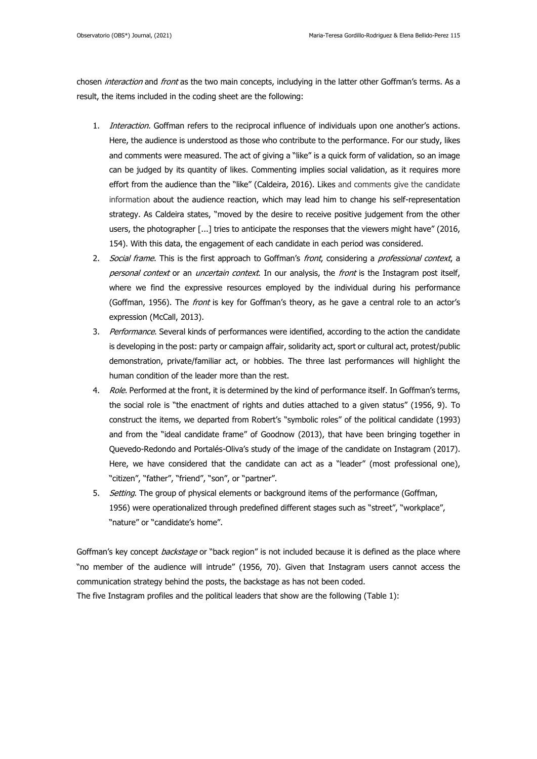chosen *interaction* and *front* as the two main concepts, includying in the latter other Goffman's terms. As a result, the items included in the coding sheet are the following:

1. *Interaction.* Goffman refers to the reciprocal influence of individuals upon one another's actions. Here, the audience is understood as those who contribute to the performance. For our study, likes and comments were measured. The act of giving a "like" is a quick form of validation, so an image can be judged by its quantity of likes. Commenting implies social validation, as it requires more effort from the audience than the "like" (Caldeira, 2016). Likes and comments give the candidate information about the audience reaction, which may lead him to change his self-representation strategy. As Caldeira states, "moved by the desire to receive positive judgement from the other users, the photographer [...] tries to anticipate the responses that the viewers might have" (2016, 154). With this data, the engagement of each candidate in each period was considered.
2. *Social frame*. This is the first approach to Goffman's *front*, considering a *professional context*, a *personal context* or an *uncertain context*. In our analysis, the *front* is the Instagram post itself, where we find the expressive resources employed by the individual during his performance (Goffman, 1956). The *front* is key for Goffman's theory, as he gave a central role to an actor's expression (McCall, 2013).
3. *Performance*. Several kinds of performances were identified, according to the action the candidate is developing in the post: party or campaign affair, solidarity act, sport or cultural act, protest/public demonstration, private/familiar act, or hobbies. The three last performances will highlight the human condition of the leader more than the rest.
4. *Role*. Performed at the front, it is determined by the kind of performance itself. In Goffman's terms, the social role is "the enactment of rights and duties attached to a given status" (1956, 9). To construct the items, we departed from Robert's "symbolic roles" of the political candidate (1993) and from the "ideal candidate frame" of Goodnow (2013), that have been bringing together in Quevedo-Redondo and Portalés-Oliva's study of the image of the candidate on Instagram (2017). Here, we have considered that the candidate can act as a "leader" (most professional one), "citizen", "father", "friend", "son", or "partner".
5. *Setting*. The group of physical elements or background items of the performance (Goffman, 1956) were operationalized through predefined different stages such as "street", "workplace", "nature" or "candidate's home".

Goffman's key concept *backstage* or "back region" is not included because it is defined as the place where "no member of the audience will intrude" (1956, 70). Given that Instagram users cannot access the communication strategy behind the posts, the backstage as has not been coded.

The five Instagram profiles and the political leaders that show are the following (Table 1):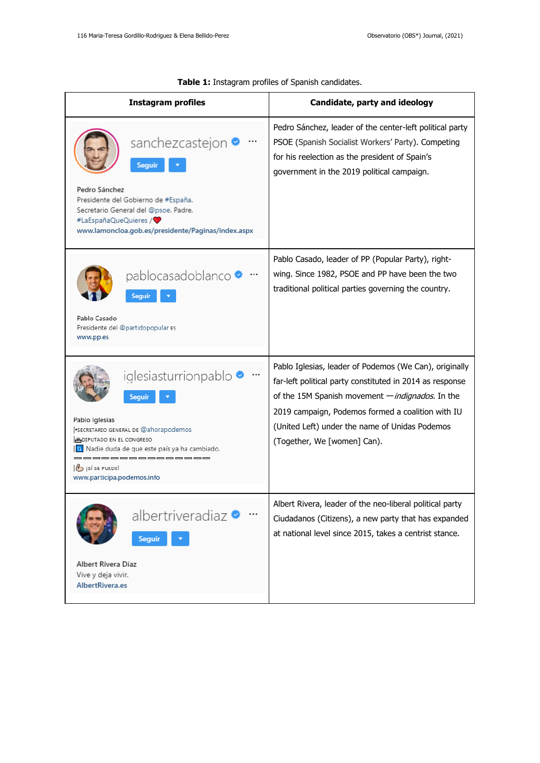**Table 1:** Instagram profiles of Spanish candidates.

| Instagram profiles | Candidate, party and ideology |
|---|---|
| sanchezcastejon · Seguir · Pedro Sánchez · Presidente del Gobierno de #España. Secretario General del @psoe. Padre. #LaEspañaQueQuieres / ❤ · www.lamoncloa.gob.es/presidente/Paginas/index.aspx | Pedro Sánchez, leader of the center-left political party PSOE (Spanish Socialist Workers' Party). Competing for his reelection as the president of Spain's government in the 2019 political campaign. |
| pablocasadoblanco · Seguir · Pablo Casado · Presidente del @partidopopular ES · www.pp.es | Pablo Casado, leader of PP (Popular Party), right-wing. Since 1982, PSOE and PP have been the two traditional political parties governing the country. |
| iglesiasturrionpablo · Seguir · Pablo Iglesias · SECRETARIO GENERAL DE @ahorapodemos · DIPUTADO EN EL CONGRESO · Nadie duda de que este país ya ha cambiado. · ¡SÍ SE PUEDE! · www.participa.podemos.info | Pablo Iglesias, leader of Podemos (We Can), originally far-left political party constituted in 2014 as response of the 15M Spanish movement —*indignados*. In the 2019 campaign, Podemos formed a coalition with IU (United Left) under the name of Unidas Podemos (Together, We [women] Can). |
| albertriveradiaz · Seguir · Albert Rivera Díaz · Vive y deja vivir. · AlbertRivera.es | Albert Rivera, leader of the neo-liberal political party Ciudadanos (Citizens), a new party that has expanded at national level since 2015, takes a centrist stance. |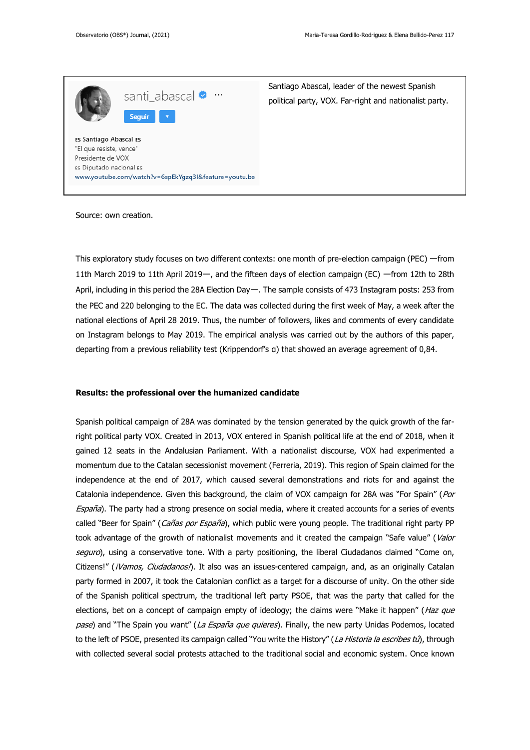| santi_abascal ✓ ··· Seguir ▾ ES Santiago Abascal ES "El que resiste, vence" Presidente de VOX ES Diputado nacional ES www.youtube.com/watch?v=6spEkYgzq3I&feature=youtu.be | Santiago Abascal, leader of the newest Spanish political party, VOX. Far-right and nationalist party. |
|---|---|

Source: own creation.

This exploratory study focuses on two different contexts: one month of pre-election campaign (PEC) —from 11th March 2019 to 11th April 2019—, and the fifteen days of election campaign (EC) —from 12th to 28th April, including in this period the 28A Election Day—. The sample consists of 473 Instagram posts: 253 from the PEC and 220 belonging to the EC. The data was collected during the first week of May, a week after the national elections of April 28 2019. Thus, the number of followers, likes and comments of every candidate on Instagram belongs to May 2019. The empirical analysis was carried out by the authors of this paper, departing from a previous reliability test (Krippendorf's α) that showed an average agreement of 0,84.

**Results: the professional over the humanized candidate**

Spanish political campaign of 28A was dominated by the tension generated by the quick growth of the far-right political party VOX. Created in 2013, VOX entered in Spanish political life at the end of 2018, when it gained 12 seats in the Andalusian Parliament. With a nationalist discourse, VOX had experimented a momentum due to the Catalan secessionist movement (Ferreria, 2019). This region of Spain claimed for the independence at the end of 2017, which caused several demonstrations and riots for and against the Catalonia independence. Given this background, the claim of VOX campaign for 28A was "For Spain" (*Por España*). The party had a strong presence on social media, where it created accounts for a series of events called "Beer for Spain" (*Cañas por España*), which public were young people. The traditional right party PP took advantage of the growth of nationalist movements and it created the campaign "Safe value" (*Valor seguro*), using a conservative tone. With a party positioning, the liberal Ciudadanos claimed "Come on, Citizens!" (*¡Vamos, Ciudadanos!*). It also was an issues-centered campaign, and, as an originally Catalan party formed in 2007, it took the Catalonian conflict as a target for a discourse of unity. On the other side of the Spanish political spectrum, the traditional left party PSOE, that was the party that called for the elections, bet on a concept of campaign empty of ideology; the claims were "Make it happen" (*Haz que pase*) and "The Spain you want" (*La España que quieres*). Finally, the new party Unidas Podemos, located to the left of PSOE, presented its campaign called "You write the History" (*La Historia la escribes tú*), through with collected several social protests attached to the traditional social and economic system. Once known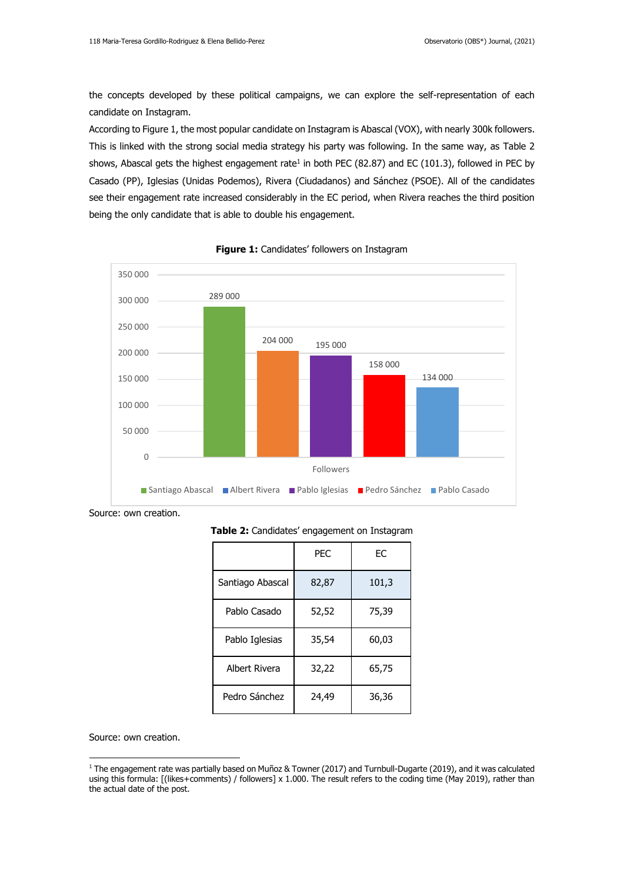the concepts developed by these political campaigns, we can explore the self-representation of each candidate on Instagram.

According to Figure 1, the most popular candidate on Instagram is Abascal (VOX), with nearly 300k followers. This is linked with the strong social media strategy his party was following. In the same way, as Table 2 shows, Abascal gets the highest engagement rate[1] in both PEC (82.87) and EC (101.3), followed in PEC by Casado (PP), Iglesias (Unidas Podemos), Rivera (Ciudadanos) and Sánchez (PSOE). All of the candidates see their engagement rate increased considerably in the EC period, when Rivera reaches the third position being the only candidate that is able to double his engagement.

**Figure 1:** Candidates' followers on Instagram

| Candidate | Followers |
|---|---|
| Santiago Abascal | 289 000 |
| Albert Rivera | 204 000 |
| Pablo Iglesias | 195 000 |
| Pedro Sánchez | 158 000 |
| Pablo Casado | 134 000 |

Source: own creation.

**Table 2:** Candidates' engagement on Instagram

| | PEC | EC |
|---|---|---|
| Santiago Abascal | 82,87 | 101,3 |
| Pablo Casado | 52,52 | 75,39 |
| Pablo Iglesias | 35,54 | 60,03 |
| Albert Rivera | 32,22 | 65,75 |
| Pedro Sánchez | 24,49 | 36,36 |

Source: own creation.

[1] The engagement rate was partially based on Muñoz & Towner (2017) and Turnbull-Dugarte (2019), and it was calculated using this formula: [(likes+comments) / followers] x 1.000. The result refers to the coding time (May 2019), rather than the actual date of the post.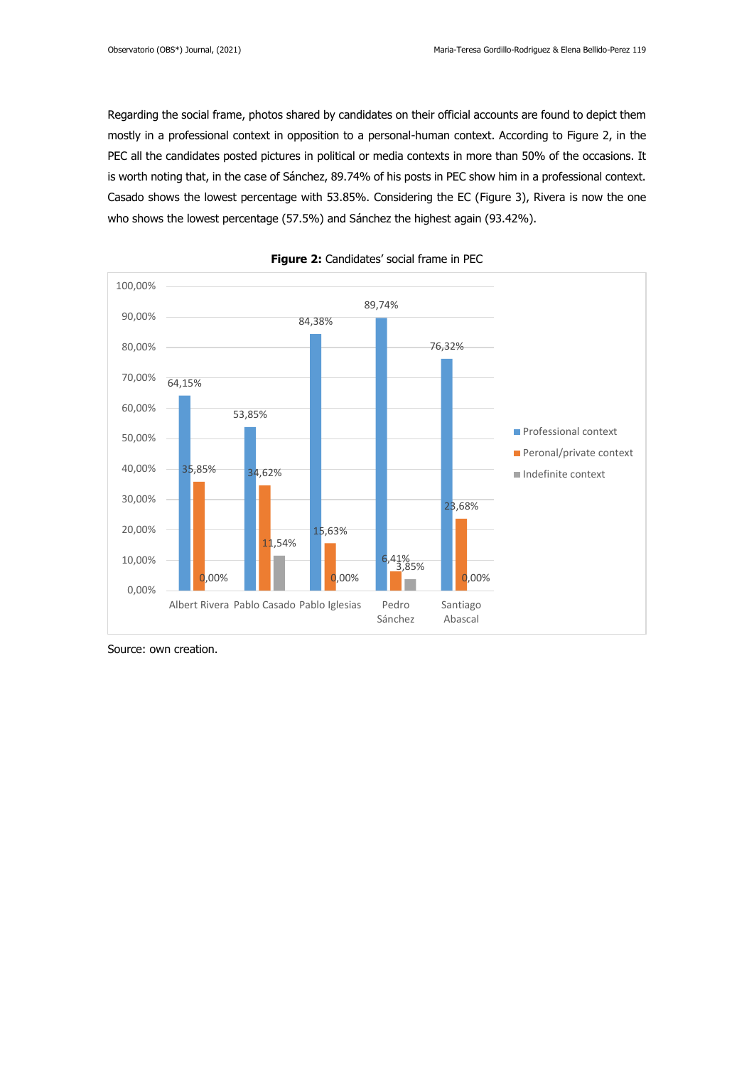Regarding the social frame, photos shared by candidates on their official accounts are found to depict them mostly in a professional context in opposition to a personal-human context. According to Figure 2, in the PEC all the candidates posted pictures in political or media contexts in more than 50% of the occasions. It is worth noting that, in the case of Sánchez, 89.74% of his posts in PEC show him in a professional context. Casado shows the lowest percentage with 53.85%. Considering the EC (Figure 3), Rivera is now the one who shows the lowest percentage (57.5%) and Sánchez the highest again (93.42%).

**Figure 2:** Candidates' social frame in PEC

| | Professional context | Peronal/private context | Indefinite context |
|---|---|---|---|
| Albert Rivera | 64,15% | 35,85% | 0,00% |
| Pablo Casado | 53,85% | 34,62% | 11,54% |
| Pablo Iglesias | 84,38% | 15,63% | 0,00% |
| Pedro Sánchez | 89,74% | 6,41% | 3,85% |
| Santiago Abascal | 76,32% | 23,68% | 0,00% |

Source: own creation.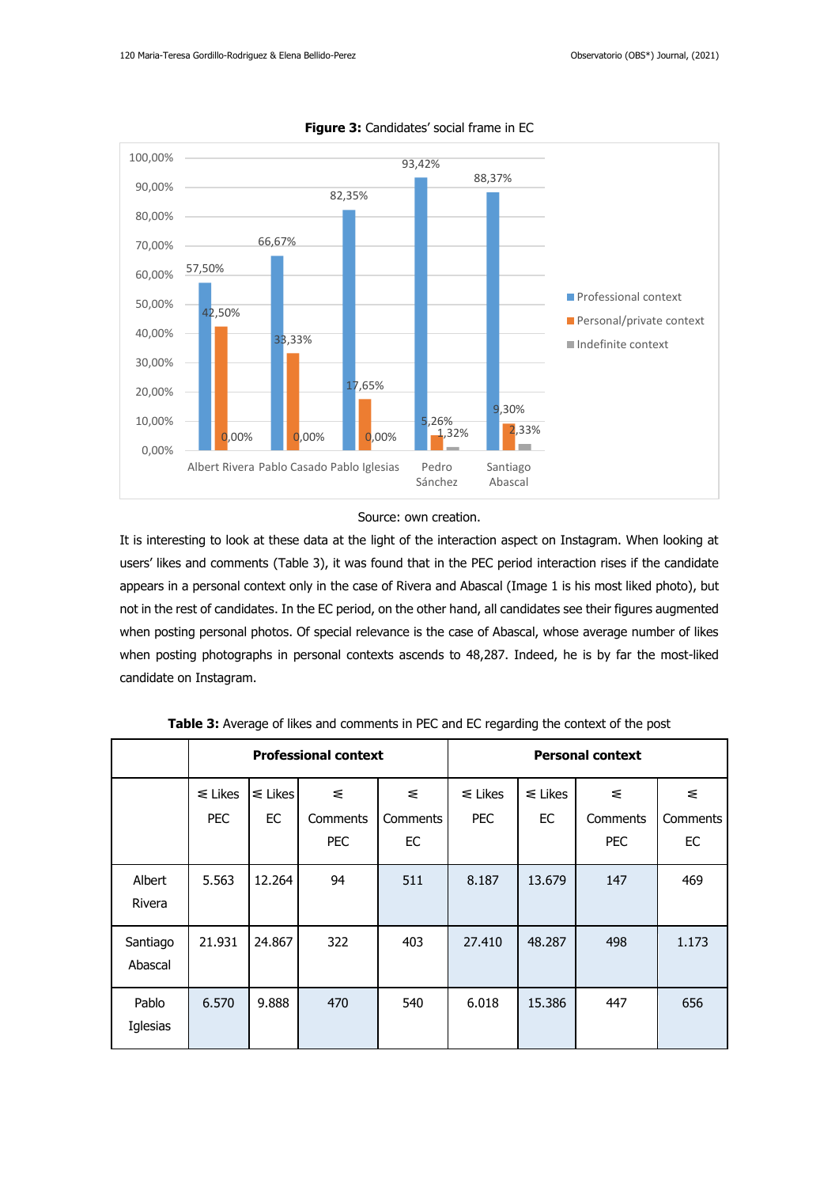**Figure 3:** Candidates' social frame in EC

Source: own creation.

It is interesting to look at these data at the light of the interaction aspect on Instagram. When looking at users' likes and comments (Table 3), it was found that in the PEC period interaction rises if the candidate appears in a personal context only in the case of Rivera and Abascal (Image 1 is his most liked photo), but not in the rest of candidates. In the EC period, on the other hand, all candidates see their figures augmented when posting personal photos. Of special relevance is the case of Abascal, whose average number of likes when posting photographs in personal contexts ascends to 48,287. Indeed, he is by far the most-liked candidate on Instagram.

**Table 3:** Average of likes and comments in PEC and EC regarding the context of the post

| | Professional context | | | | Personal context | | | |
|---|---|---|---|---|---|---|---|---|
| | ≲ Likes PEC | ≲ Likes EC | ≲ Comments PEC | ≲ Comments EC | ≲ Likes PEC | ≲ Likes EC | ≲ Comments PEC | ≲ Comments EC |
| Albert Rivera | 5.563 | 12.264 | 94 | 511 | 8.187 | 13.679 | 147 | 469 |
| Santiago Abascal | 21.931 | 24.867 | 322 | 403 | 27.410 | 48.287 | 498 | 1.173 |
| Pablo Iglesias | 6.570 | 9.888 | 470 | 540 | 6.018 | 15.386 | 447 | 656 |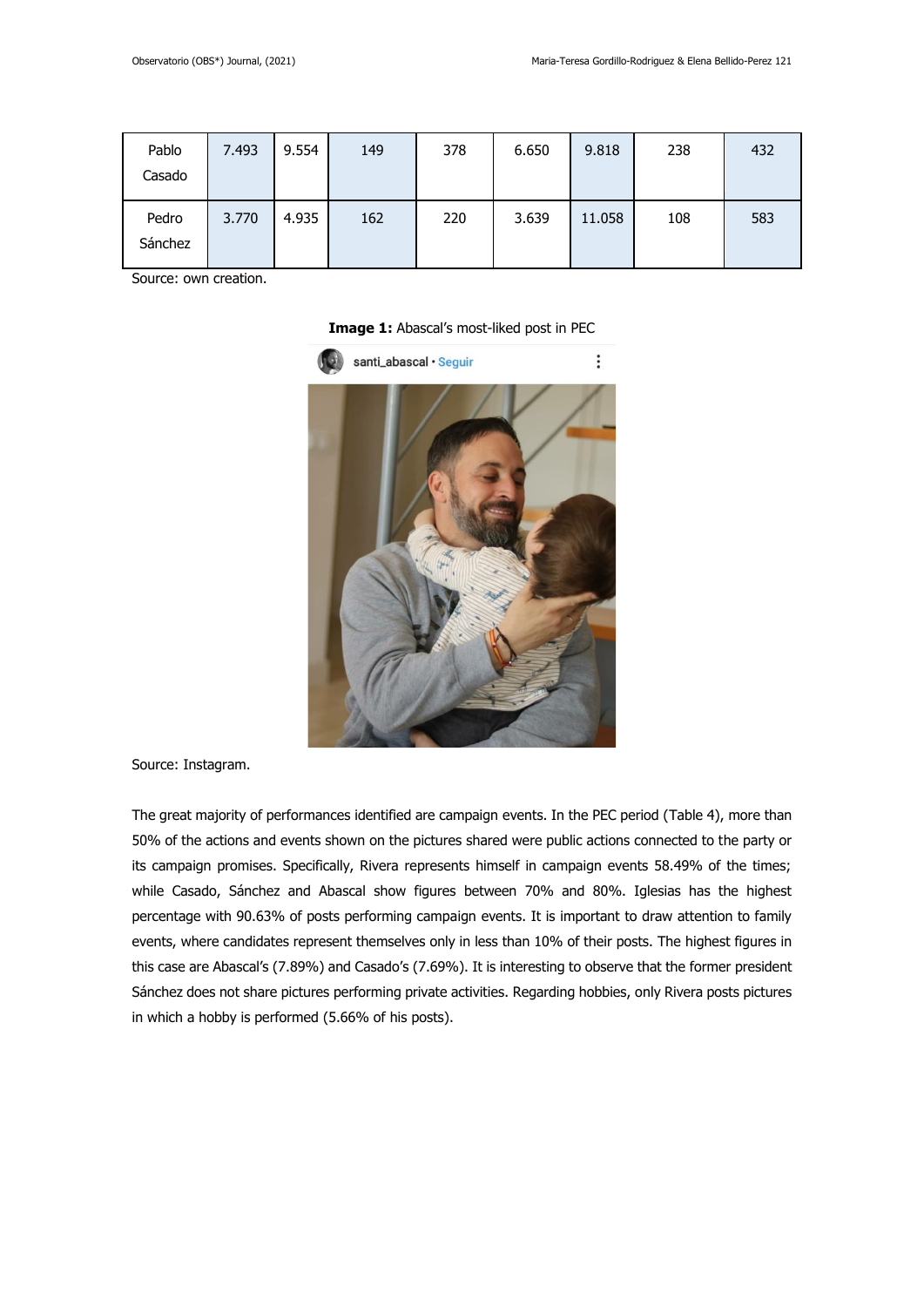| Pablo Casado | 7.493 | 9.554 | 149 | 378 | 6.650 | 9.818 | 238 | 432 |
|---|---|---|---|---|---|---|---|---|
| Pedro Sánchez | 3.770 | 4.935 | 162 | 220 | 3.639 | 11.058 | 108 | 583 |

Source: own creation.

**Image 1:** Abascal's most-liked post in PEC

Source: Instagram.

The great majority of performances identified are campaign events. In the PEC period (Table 4), more than 50% of the actions and events shown on the pictures shared were public actions connected to the party or its campaign promises. Specifically, Rivera represents himself in campaign events 58.49% of the times; while Casado, Sánchez and Abascal show figures between 70% and 80%. Iglesias has the highest percentage with 90.63% of posts performing campaign events. It is important to draw attention to family events, where candidates represent themselves only in less than 10% of their posts. The highest figures in this case are Abascal's (7.89%) and Casado's (7.69%). It is interesting to observe that the former president Sánchez does not share pictures performing private activities. Regarding hobbies, only Rivera posts pictures in which a hobby is performed (5.66% of his posts).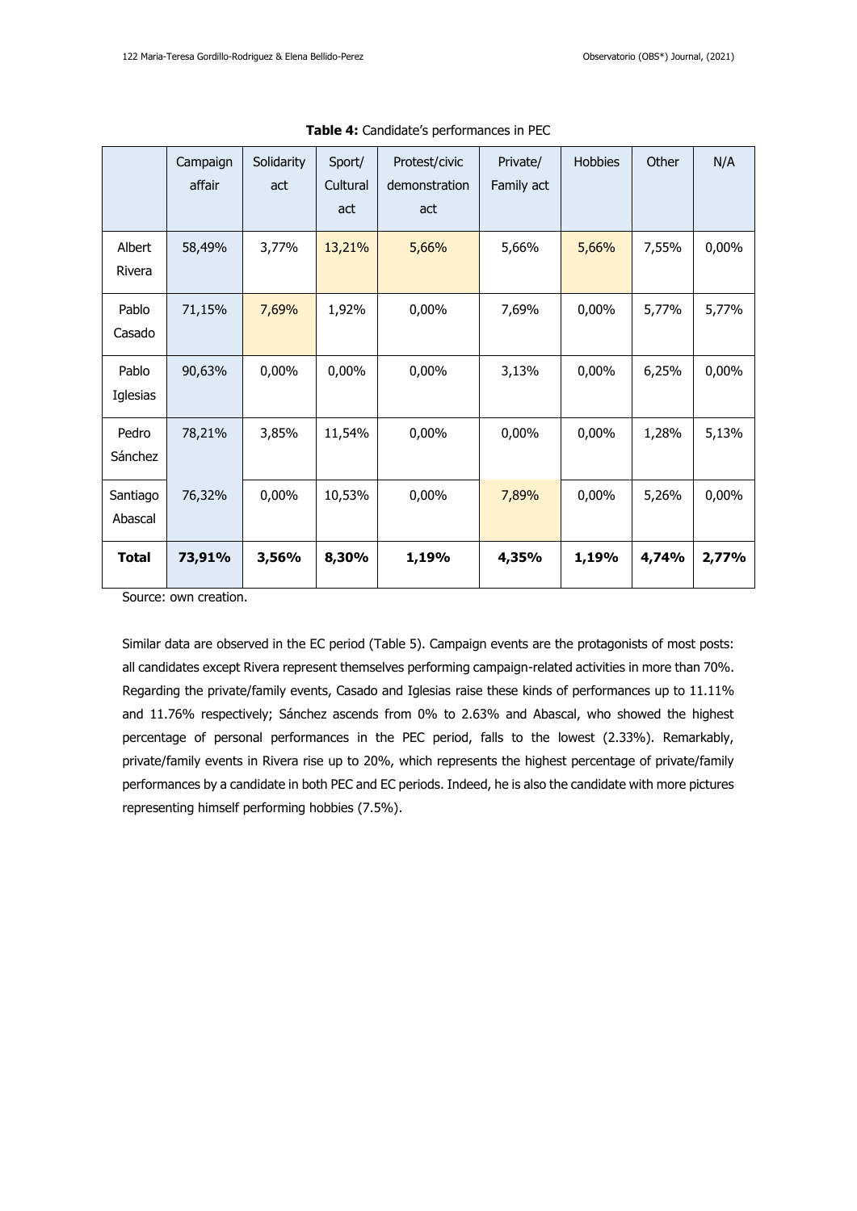**Table 4:** Candidate's performances in PEC

| | Campaign affair | Solidarity act | Sport/ Cultural act | Protest/civic demonstration act | Private/ Family act | Hobbies | Other | N/A |
|---|---|---|---|---|---|---|---|---|
| Albert Rivera | 58,49% | 3,77% | 13,21% | 5,66% | 5,66% | 5,66% | 7,55% | 0,00% |
| Pablo Casado | 71,15% | 7,69% | 1,92% | 0,00% | 7,69% | 0,00% | 5,77% | 5,77% |
| Pablo Iglesias | 90,63% | 0,00% | 0,00% | 0,00% | 3,13% | 0,00% | 6,25% | 0,00% |
| Pedro Sánchez | 78,21% | 3,85% | 11,54% | 0,00% | 0,00% | 0,00% | 1,28% | 5,13% |
| Santiago Abascal | 76,32% | 0,00% | 10,53% | 0,00% | 7,89% | 0,00% | 5,26% | 0,00% |
| **Total** | **73,91%** | **3,56%** | **8,30%** | **1,19%** | **4,35%** | **1,19%** | **4,74%** | **2,77%** |

Source: own creation.

Similar data are observed in the EC period (Table 5). Campaign events are the protagonists of most posts: all candidates except Rivera represent themselves performing campaign-related activities in more than 70%. Regarding the private/family events, Casado and Iglesias raise these kinds of performances up to 11.11% and 11.76% respectively; Sánchez ascends from 0% to 2.63% and Abascal, who showed the highest percentage of personal performances in the PEC period, falls to the lowest (2.33%). Remarkably, private/family events in Rivera rise up to 20%, which represents the highest percentage of private/family performances by a candidate in both PEC and EC periods. Indeed, he is also the candidate with more pictures representing himself performing hobbies (7.5%).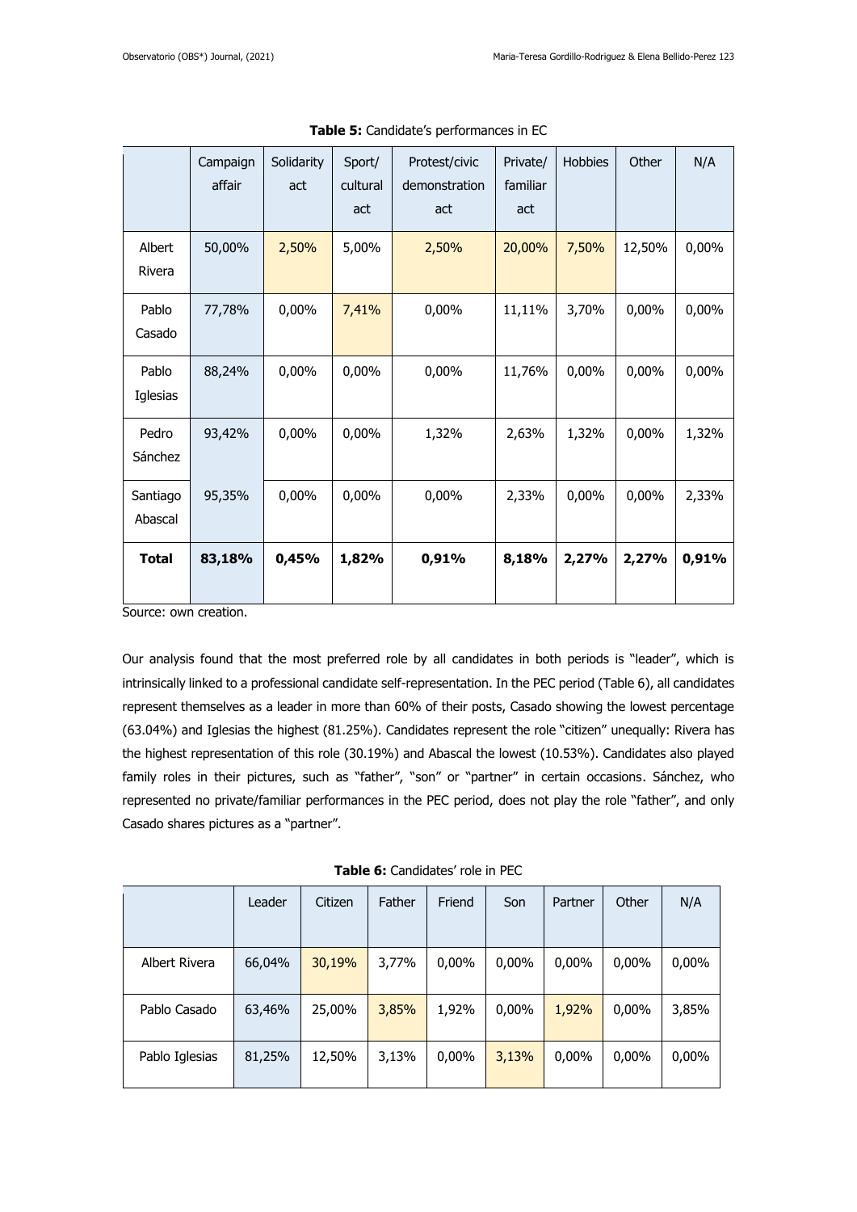**Table 5:** Candidate's performances in EC

| | Campaign affair | Solidarity act | Sport/ cultural act | Protest/civic demonstration act | Private/ familiar act | Hobbies | Other | N/A |
|---|---|---|---|---|---|---|---|---|
| Albert Rivera | 50,00% | 2,50% | 5,00% | 2,50% | 20,00% | 7,50% | 12,50% | 0,00% |
| Pablo Casado | 77,78% | 0,00% | 7,41% | 0,00% | 11,11% | 3,70% | 0,00% | 0,00% |
| Pablo Iglesias | 88,24% | 0,00% | 0,00% | 0,00% | 11,76% | 0,00% | 0,00% | 0,00% |
| Pedro Sánchez | 93,42% | 0,00% | 0,00% | 1,32% | 2,63% | 1,32% | 0,00% | 1,32% |
| Santiago Abascal | 95,35% | 0,00% | 0,00% | 0,00% | 2,33% | 0,00% | 0,00% | 2,33% |
| **Total** | **83,18%** | **0,45%** | **1,82%** | **0,91%** | **8,18%** | **2,27%** | **2,27%** | **0,91%** |

Source: own creation.

Our analysis found that the most preferred role by all candidates in both periods is "leader", which is intrinsically linked to a professional candidate self-representation. In the PEC period (Table 6), all candidates represent themselves as a leader in more than 60% of their posts, Casado showing the lowest percentage (63.04%) and Iglesias the highest (81.25%). Candidates represent the role "citizen" unequally: Rivera has the highest representation of this role (30.19%) and Abascal the lowest (10.53%). Candidates also played family roles in their pictures, such as "father", "son" or "partner" in certain occasions. Sánchez, who represented no private/familiar performances in the PEC period, does not play the role "father", and only Casado shares pictures as a "partner".

**Table 6:** Candidates' role in PEC

| | Leader | Citizen | Father | Friend | Son | Partner | Other | N/A |
|---|---|---|---|---|---|---|---|---|
| Albert Rivera | 66,04% | 30,19% | 3,77% | 0,00% | 0,00% | 0,00% | 0,00% | 0,00% |
| Pablo Casado | 63,46% | 25,00% | 3,85% | 1,92% | 0,00% | 1,92% | 0,00% | 3,85% |
| Pablo Iglesias | 81,25% | 12,50% | 3,13% | 0,00% | 3,13% | 0,00% | 0,00% | 0,00% |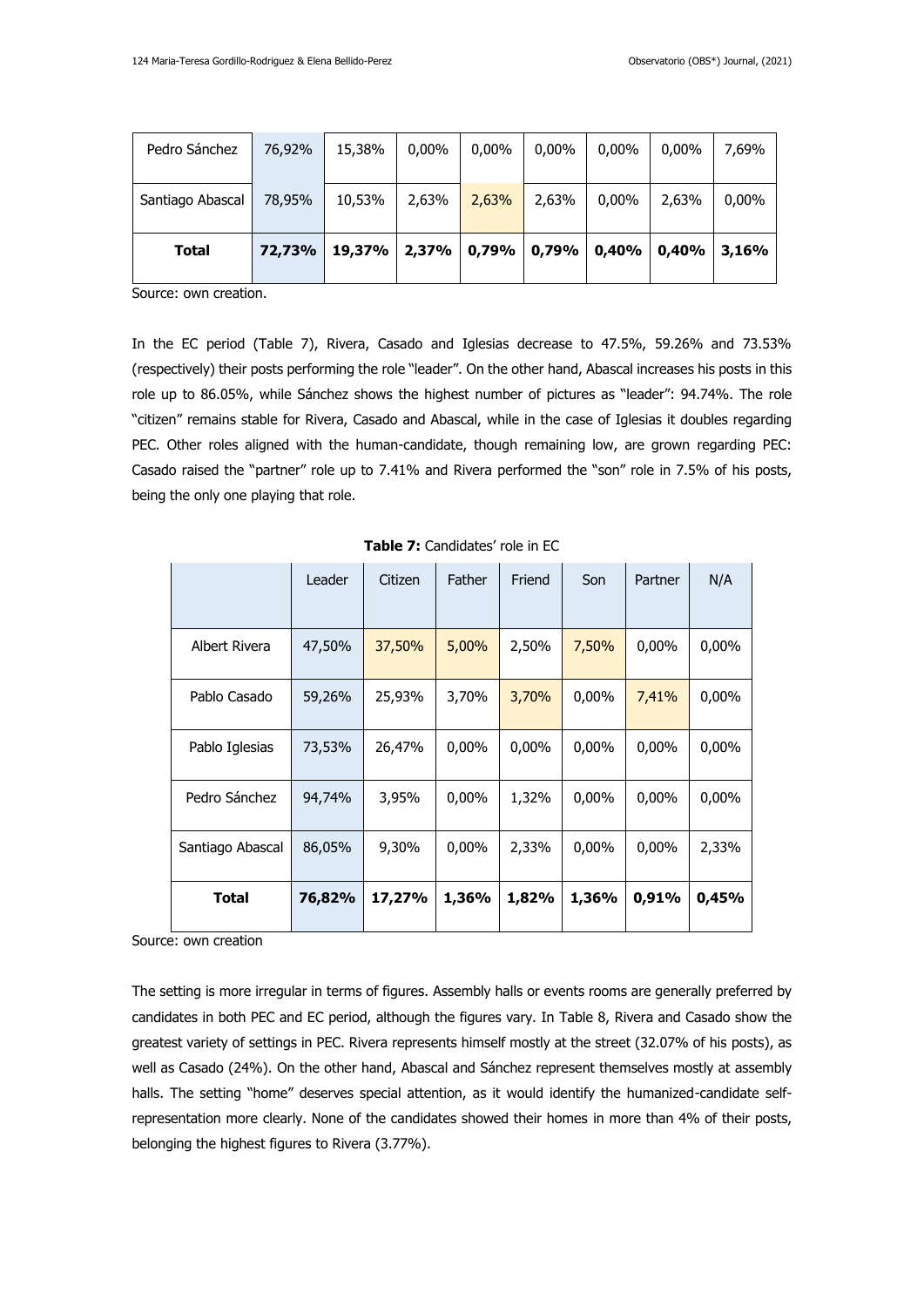| Pedro Sánchez | 76,92% | 15,38% | 0,00% | 0,00% | 0,00% | 0,00% | 0,00% | 7,69% |
|---|---|---|---|---|---|---|---|---|
| Santiago Abascal | 78,95% | 10,53% | 2,63% | 2,63% | 2,63% | 0,00% | 2,63% | 0,00% |
| **Total** | **72,73%** | **19,37%** | **2,37%** | **0,79%** | **0,79%** | **0,40%** | **0,40%** | **3,16%** |

Source: own creation.

In the EC period (Table 7), Rivera, Casado and Iglesias decrease to 47.5%, 59.26% and 73.53% (respectively) their posts performing the role "leader". On the other hand, Abascal increases his posts in this role up to 86.05%, while Sánchez shows the highest number of pictures as "leader": 94.74%. The role "citizen" remains stable for Rivera, Casado and Abascal, while in the case of Iglesias it doubles regarding PEC. Other roles aligned with the human-candidate, though remaining low, are grown regarding PEC: Casado raised the "partner" role up to 7.41% and Rivera performed the "son" role in 7.5% of his posts, being the only one playing that role.

**Table 7:** Candidates' role in EC

| | Leader | Citizen | Father | Friend | Son | Partner | N/A |
|---|---|---|---|---|---|---|---|
| Albert Rivera | 47,50% | 37,50% | 5,00% | 2,50% | 7,50% | 0,00% | 0,00% |
| Pablo Casado | 59,26% | 25,93% | 3,70% | 3,70% | 0,00% | 7,41% | 0,00% |
| Pablo Iglesias | 73,53% | 26,47% | 0,00% | 0,00% | 0,00% | 0,00% | 0,00% |
| Pedro Sánchez | 94,74% | 3,95% | 0,00% | 1,32% | 0,00% | 0,00% | 0,00% |
| Santiago Abascal | 86,05% | 9,30% | 0,00% | 2,33% | 0,00% | 0,00% | 2,33% |
| **Total** | **76,82%** | **17,27%** | **1,36%** | **1,82%** | **1,36%** | **0,91%** | **0,45%** |

Source: own creation

The setting is more irregular in terms of figures. Assembly halls or events rooms are generally preferred by candidates in both PEC and EC period, although the figures vary. In Table 8, Rivera and Casado show the greatest variety of settings in PEC. Rivera represents himself mostly at the street (32.07% of his posts), as well as Casado (24%). On the other hand, Abascal and Sánchez represent themselves mostly at assembly halls. The setting "home" deserves special attention, as it would identify the humanized-candidate self-representation more clearly. None of the candidates showed their homes in more than 4% of their posts, belonging the highest figures to Rivera (3.77%).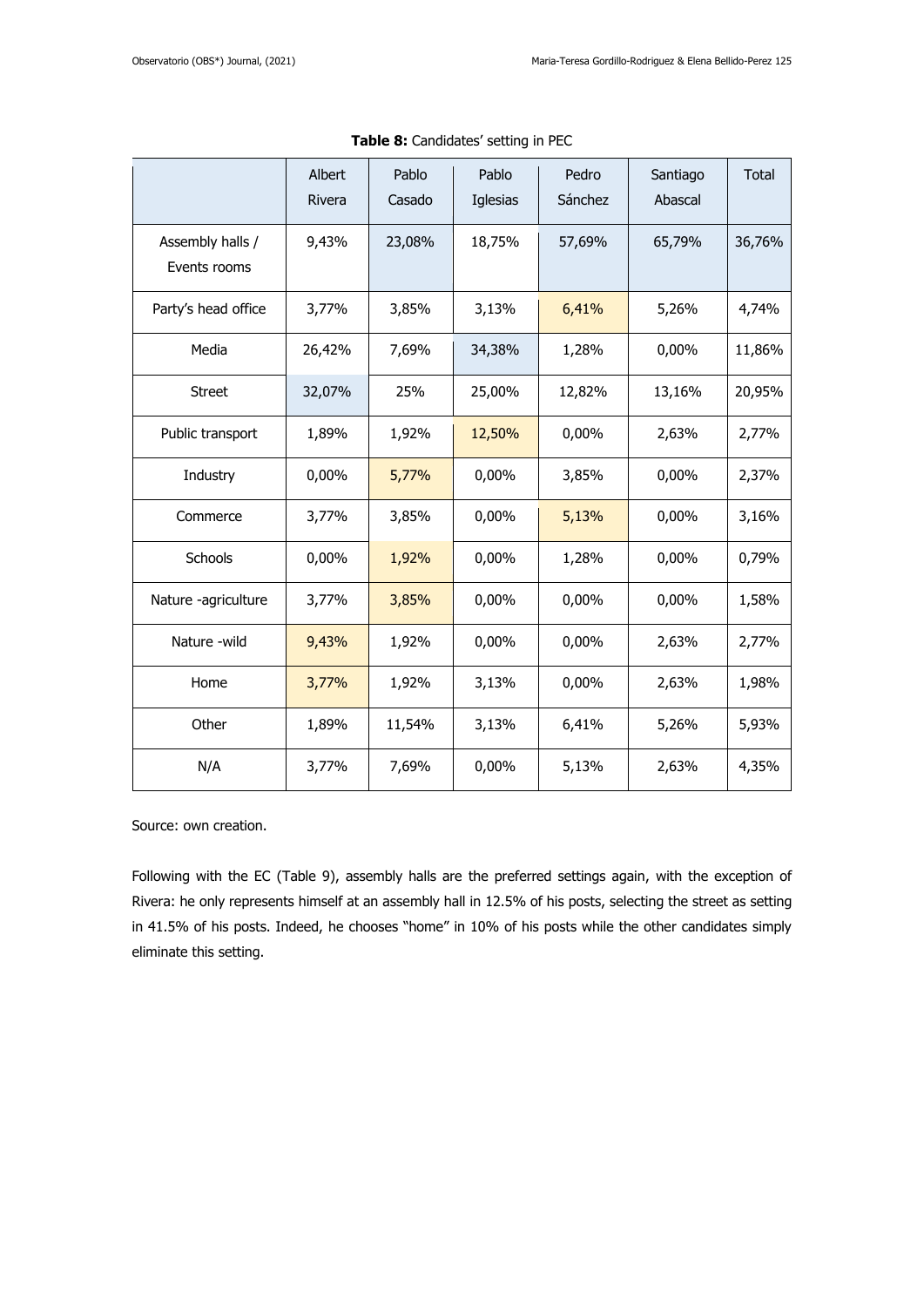**Table 8:** Candidates' setting in PEC

| | Albert Rivera | Pablo Casado | Pablo Iglesias | Pedro Sánchez | Santiago Abascal | Total |
|---|---|---|---|---|---|---|
| Assembly halls / Events rooms | 9,43% | 23,08% | 18,75% | 57,69% | 65,79% | 36,76% |
| Party's head office | 3,77% | 3,85% | 3,13% | 6,41% | 5,26% | 4,74% |
| Media | 26,42% | 7,69% | 34,38% | 1,28% | 0,00% | 11,86% |
| Street | 32,07% | 25% | 25,00% | 12,82% | 13,16% | 20,95% |
| Public transport | 1,89% | 1,92% | 12,50% | 0,00% | 2,63% | 2,77% |
| Industry | 0,00% | 5,77% | 0,00% | 3,85% | 0,00% | 2,37% |
| Commerce | 3,77% | 3,85% | 0,00% | 5,13% | 0,00% | 3,16% |
| Schools | 0,00% | 1,92% | 0,00% | 1,28% | 0,00% | 0,79% |
| Nature -agriculture | 3,77% | 3,85% | 0,00% | 0,00% | 0,00% | 1,58% |
| Nature -wild | 9,43% | 1,92% | 0,00% | 0,00% | 2,63% | 2,77% |
| Home | 3,77% | 1,92% | 3,13% | 0,00% | 2,63% | 1,98% |
| Other | 1,89% | 11,54% | 3,13% | 6,41% | 5,26% | 5,93% |
| N/A | 3,77% | 7,69% | 0,00% | 5,13% | 2,63% | 4,35% |

Source: own creation.

Following with the EC (Table 9), assembly halls are the preferred settings again, with the exception of Rivera: he only represents himself at an assembly hall in 12.5% of his posts, selecting the street as setting in 41.5% of his posts. Indeed, he chooses "home" in 10% of his posts while the other candidates simply eliminate this setting.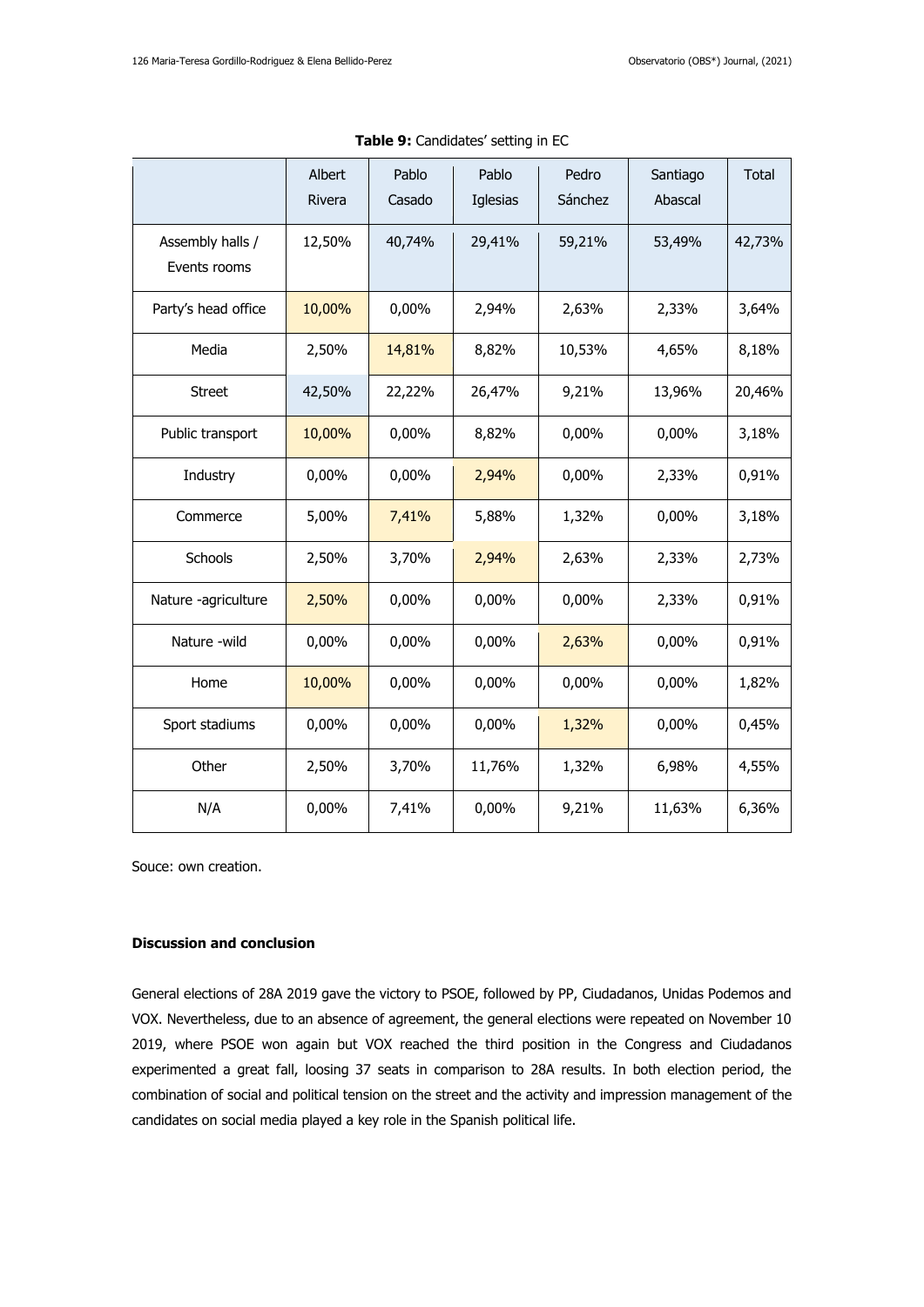**Table 9:** Candidates' setting in EC

| | Albert Rivera | Pablo Casado | Pablo Iglesias | Pedro Sánchez | Santiago Abascal | Total |
|---|---|---|---|---|---|---|
| Assembly halls / Events rooms | 12,50% | 40,74% | 29,41% | 59,21% | 53,49% | 42,73% |
| Party's head office | 10,00% | 0,00% | 2,94% | 2,63% | 2,33% | 3,64% |
| Media | 2,50% | 14,81% | 8,82% | 10,53% | 4,65% | 8,18% |
| Street | 42,50% | 22,22% | 26,47% | 9,21% | 13,96% | 20,46% |
| Public transport | 10,00% | 0,00% | 8,82% | 0,00% | 0,00% | 3,18% |
| Industry | 0,00% | 0,00% | 2,94% | 0,00% | 2,33% | 0,91% |
| Commerce | 5,00% | 7,41% | 5,88% | 1,32% | 0,00% | 3,18% |
| Schools | 2,50% | 3,70% | 2,94% | 2,63% | 2,33% | 2,73% |
| Nature -agriculture | 2,50% | 0,00% | 0,00% | 0,00% | 2,33% | 0,91% |
| Nature -wild | 0,00% | 0,00% | 0,00% | 2,63% | 0,00% | 0,91% |
| Home | 10,00% | 0,00% | 0,00% | 0,00% | 0,00% | 1,82% |
| Sport stadiums | 0,00% | 0,00% | 0,00% | 1,32% | 0,00% | 0,45% |
| Other | 2,50% | 3,70% | 11,76% | 1,32% | 6,98% | 4,55% |
| N/A | 0,00% | 7,41% | 0,00% | 9,21% | 11,63% | 6,36% |

Souce: own creation.

### Discussion and conclusion

General elections of 28A 2019 gave the victory to PSOE, followed by PP, Ciudadanos, Unidas Podemos and VOX. Nevertheless, due to an absence of agreement, the general elections were repeated on November 10 2019, where PSOE won again but VOX reached the third position in the Congress and Ciudadanos experimented a great fall, loosing 37 seats in comparison to 28A results. In both election period, the combination of social and political tension on the street and the activity and impression management of the candidates on social media played a key role in the Spanish political life.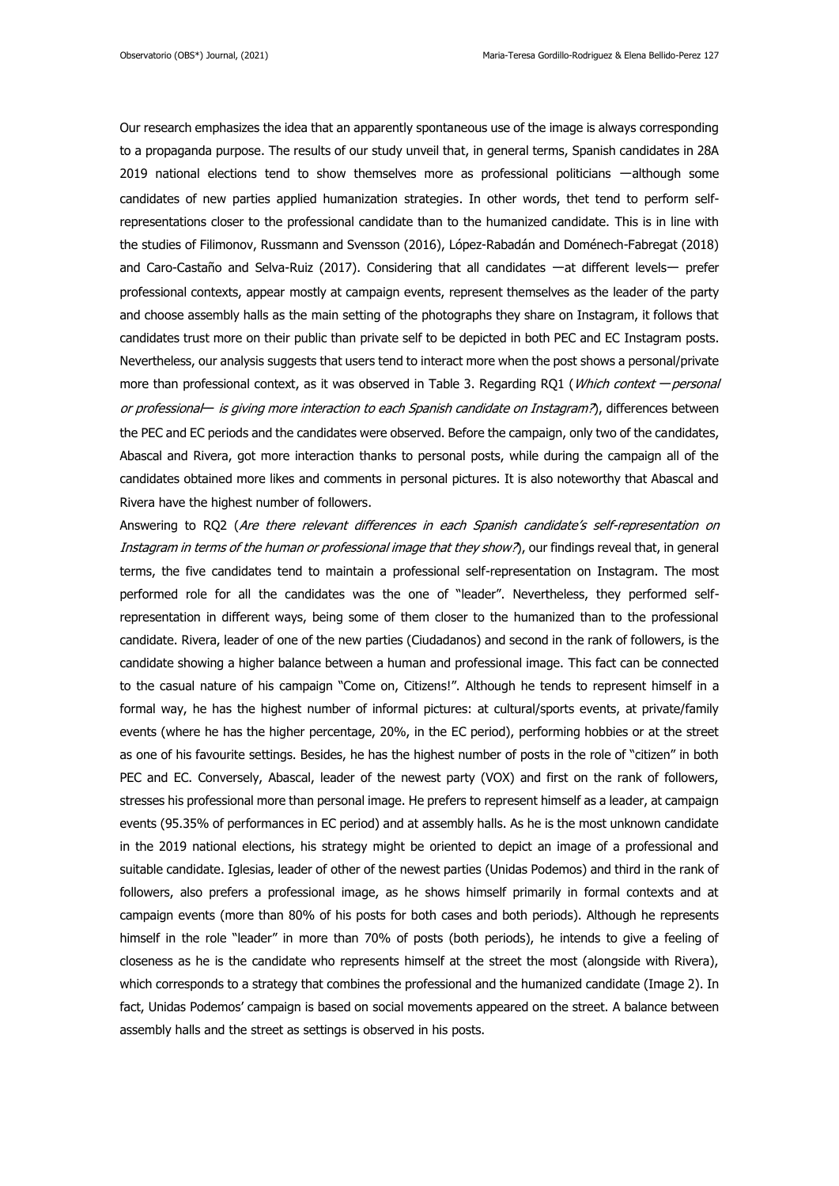Our research emphasizes the idea that an apparently spontaneous use of the image is always corresponding to a propaganda purpose. The results of our study unveil that, in general terms, Spanish candidates in 28A 2019 national elections tend to show themselves more as professional politicians —although some candidates of new parties applied humanization strategies. In other words, thet tend to perform self-representations closer to the professional candidate than to the humanized candidate. This is in line with the studies of Filimonov, Russmann and Svensson (2016), López-Rabadán and Doménech-Fabregat (2018) and Caro-Castaño and Selva-Ruiz (2017). Considering that all candidates —at different levels— prefer professional contexts, appear mostly at campaign events, represent themselves as the leader of the party and choose assembly halls as the main setting of the photographs they share on Instagram, it follows that candidates trust more on their public than private self to be depicted in both PEC and EC Instagram posts. Nevertheless, our analysis suggests that users tend to interact more when the post shows a personal/private more than professional context, as it was observed in Table 3. Regarding RQ1 (*Which context —personal or professional— is giving more interaction to each Spanish candidate on Instagram?*), differences between the PEC and EC periods and the candidates were observed. Before the campaign, only two of the candidates, Abascal and Rivera, got more interaction thanks to personal posts, while during the campaign all of the candidates obtained more likes and comments in personal pictures. It is also noteworthy that Abascal and Rivera have the highest number of followers.

Answering to RQ2 (*Are there relevant differences in each Spanish candidate's self-representation on Instagram in terms of the human or professional image that they show?*), our findings reveal that, in general terms, the five candidates tend to maintain a professional self-representation on Instagram. The most performed role for all the candidates was the one of "leader". Nevertheless, they performed self-representation in different ways, being some of them closer to the humanized than to the professional candidate. Rivera, leader of one of the new parties (Ciudadanos) and second in the rank of followers, is the candidate showing a higher balance between a human and professional image. This fact can be connected to the casual nature of his campaign "Come on, Citizens!". Although he tends to represent himself in a formal way, he has the highest number of informal pictures: at cultural/sports events, at private/family events (where he has the higher percentage, 20%, in the EC period), performing hobbies or at the street as one of his favourite settings. Besides, he has the highest number of posts in the role of "citizen" in both PEC and EC. Conversely, Abascal, leader of the newest party (VOX) and first on the rank of followers, stresses his professional more than personal image. He prefers to represent himself as a leader, at campaign events (95.35% of performances in EC period) and at assembly halls. As he is the most unknown candidate in the 2019 national elections, his strategy might be oriented to depict an image of a professional and suitable candidate. Iglesias, leader of other of the newest parties (Unidas Podemos) and third in the rank of followers, also prefers a professional image, as he shows himself primarily in formal contexts and at campaign events (more than 80% of his posts for both cases and both periods). Although he represents himself in the role "leader" in more than 70% of posts (both periods), he intends to give a feeling of closeness as he is the candidate who represents himself at the street the most (alongside with Rivera), which corresponds to a strategy that combines the professional and the humanized candidate (Image 2). In fact, Unidas Podemos' campaign is based on social movements appeared on the street. A balance between assembly halls and the street as settings is observed in his posts.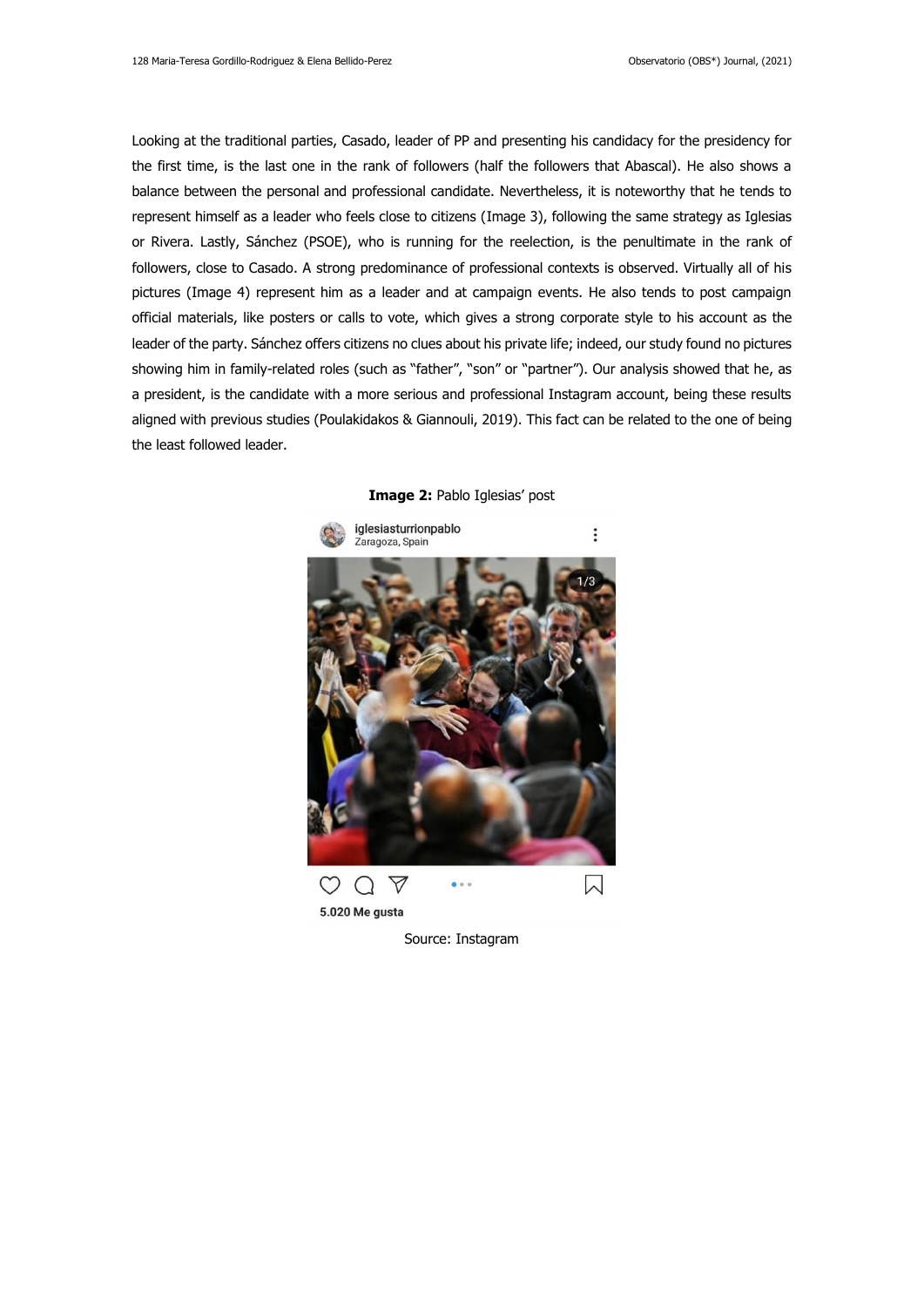Looking at the traditional parties, Casado, leader of PP and presenting his candidacy for the presidency for the first time, is the last one in the rank of followers (half the followers that Abascal). He also shows a balance between the personal and professional candidate. Nevertheless, it is noteworthy that he tends to represent himself as a leader who feels close to citizens (Image 3), following the same strategy as Iglesias or Rivera. Lastly, Sánchez (PSOE), who is running for the reelection, is the penultimate in the rank of followers, close to Casado. A strong predominance of professional contexts is observed. Virtually all of his pictures (Image 4) represent him as a leader and at campaign events. He also tends to post campaign official materials, like posters or calls to vote, which gives a strong corporate style to his account as the leader of the party. Sánchez offers citizens no clues about his private life; indeed, our study found no pictures showing him in family-related roles (such as "father", "son" or "partner"). Our analysis showed that he, as a president, is the candidate with a more serious and professional Instagram account, being these results aligned with previous studies (Poulakidakos & Giannouli, 2019). This fact can be related to the one of being the least followed leader.

**Image 2:** Pablo Iglesias' post

Source: Instagram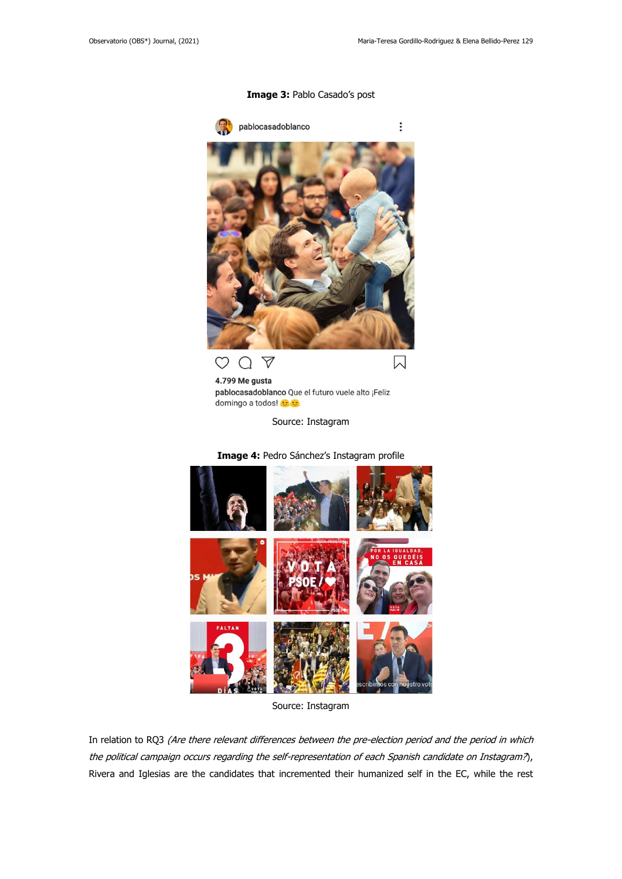**Image 3:** Pablo Casado's post

Source: Instagram

**Image 4:** Pedro Sánchez's Instagram profile

Source: Instagram

In relation to RQ3 *(Are there relevant differences between the pre-election period and the period in which the political campaign occurs regarding the self-representation of each Spanish candidate on Instagram?*), Rivera and Iglesias are the candidates that incremented their humanized self in the EC, while the rest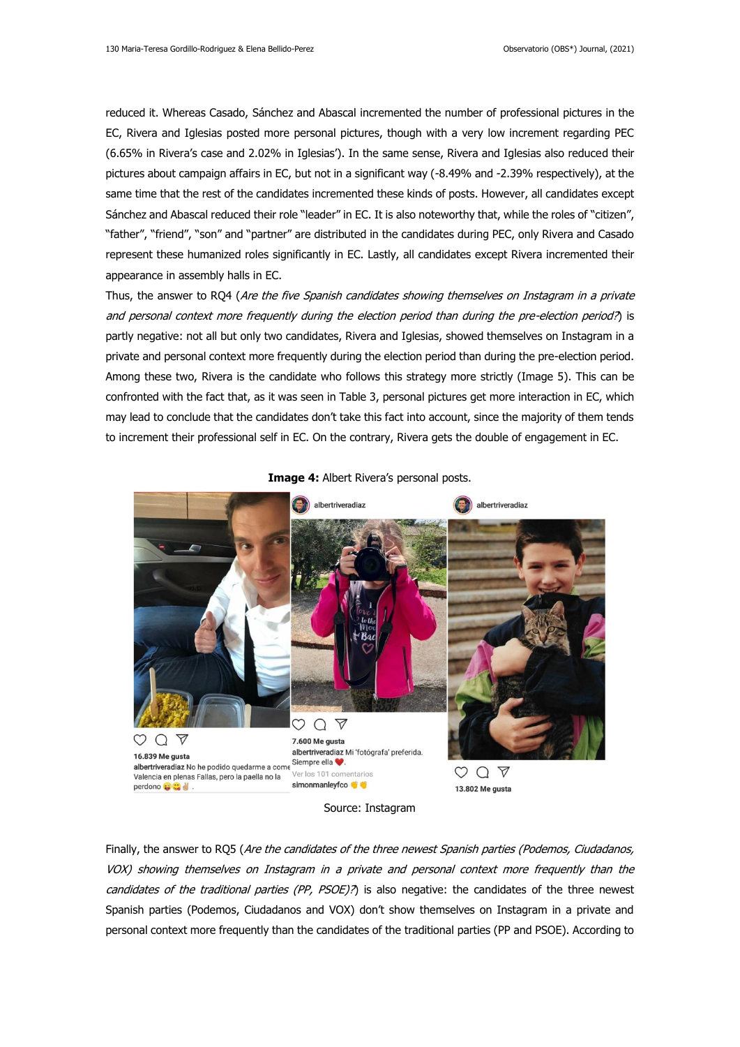reduced it. Whereas Casado, Sánchez and Abascal incremented the number of professional pictures in the EC, Rivera and Iglesias posted more personal pictures, though with a very low increment regarding PEC (6.65% in Rivera's case and 2.02% in Iglesias'). In the same sense, Rivera and Iglesias also reduced their pictures about campaign affairs in EC, but not in a significant way (-8.49% and -2.39% respectively), at the same time that the rest of the candidates incremented these kinds of posts. However, all candidates except Sánchez and Abascal reduced their role "leader" in EC. It is also noteworthy that, while the roles of "citizen", "father", "friend", "son" and "partner" are distributed in the candidates during PEC, only Rivera and Casado represent these humanized roles significantly in EC. Lastly, all candidates except Rivera incremented their appearance in assembly halls in EC.

Thus, the answer to RQ4 (*Are the five Spanish candidates showing themselves on Instagram in a private and personal context more frequently during the election period than during the pre-election period?*) is partly negative: not all but only two candidates, Rivera and Iglesias, showed themselves on Instagram in a private and personal context more frequently during the election period than during the pre-election period. Among these two, Rivera is the candidate who follows this strategy more strictly (Image 5). This can be confronted with the fact that, as it was seen in Table 3, personal pictures get more interaction in EC, which may lead to conclude that the candidates don't take this fact into account, since the majority of them tends to increment their professional self in EC. On the contrary, Rivera gets the double of engagement in EC.

**Image 4:** Albert Rivera's personal posts.

Source: Instagram

Finally, the answer to RQ5 (*Are the candidates of the three newest Spanish parties (Podemos, Ciudadanos, VOX) showing themselves on Instagram in a private and personal context more frequently than the candidates of the traditional parties (PP, PSOE)?*) is also negative: the candidates of the three newest Spanish parties (Podemos, Ciudadanos and VOX) don't show themselves on Instagram in a private and personal context more frequently than the candidates of the traditional parties (PP and PSOE). According to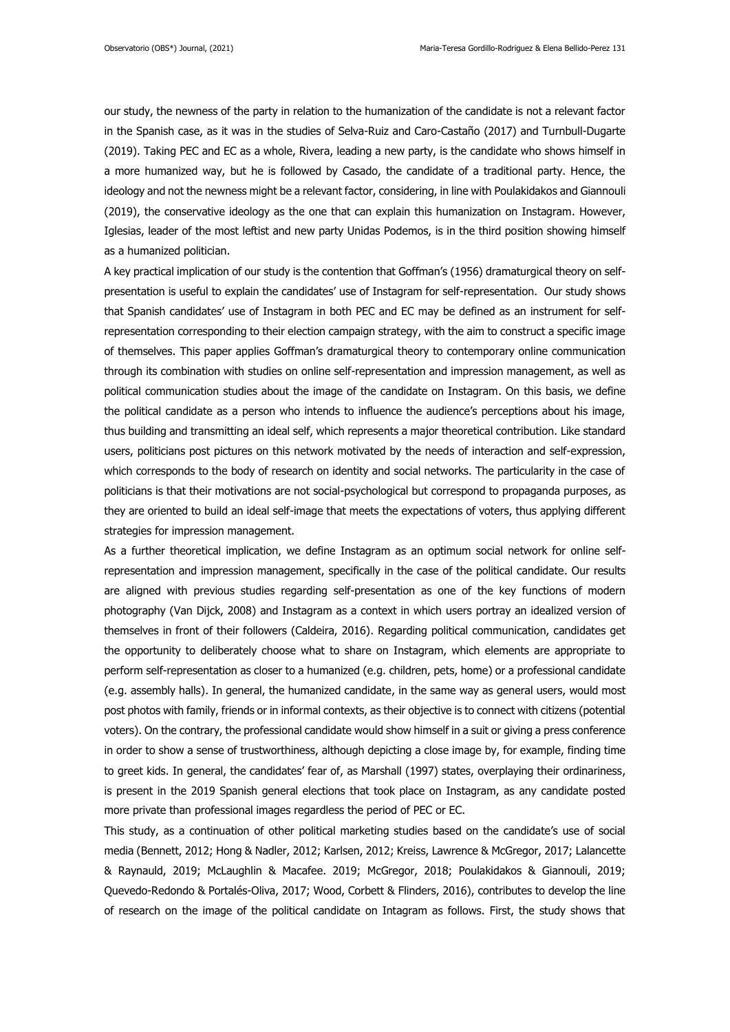our study, the newness of the party in relation to the humanization of the candidate is not a relevant factor in the Spanish case, as it was in the studies of Selva-Ruiz and Caro-Castaño (2017) and Turnbull-Dugarte (2019). Taking PEC and EC as a whole, Rivera, leading a new party, is the candidate who shows himself in a more humanized way, but he is followed by Casado, the candidate of a traditional party. Hence, the ideology and not the newness might be a relevant factor, considering, in line with Poulakidakos and Giannouli (2019), the conservative ideology as the one that can explain this humanization on Instagram. However, Iglesias, leader of the most leftist and new party Unidas Podemos, is in the third position showing himself as a humanized politician.

A key practical implication of our study is the contention that Goffman's (1956) dramaturgical theory on self-presentation is useful to explain the candidates' use of Instagram for self-representation. Our study shows that Spanish candidates' use of Instagram in both PEC and EC may be defined as an instrument for self-representation corresponding to their election campaign strategy, with the aim to construct a specific image of themselves. This paper applies Goffman's dramaturgical theory to contemporary online communication through its combination with studies on online self-representation and impression management, as well as political communication studies about the image of the candidate on Instagram. On this basis, we define the political candidate as a person who intends to influence the audience's perceptions about his image, thus building and transmitting an ideal self, which represents a major theoretical contribution. Like standard users, politicians post pictures on this network motivated by the needs of interaction and self-expression, which corresponds to the body of research on identity and social networks. The particularity in the case of politicians is that their motivations are not social-psychological but correspond to propaganda purposes, as they are oriented to build an ideal self-image that meets the expectations of voters, thus applying different strategies for impression management.

As a further theoretical implication, we define Instagram as an optimum social network for online self-representation and impression management, specifically in the case of the political candidate. Our results are aligned with previous studies regarding self-presentation as one of the key functions of modern photography (Van Dijck, 2008) and Instagram as a context in which users portray an idealized version of themselves in front of their followers (Caldeira, 2016). Regarding political communication, candidates get the opportunity to deliberately choose what to share on Instagram, which elements are appropriate to perform self-representation as closer to a humanized (e.g. children, pets, home) or a professional candidate (e.g. assembly halls). In general, the humanized candidate, in the same way as general users, would most post photos with family, friends or in informal contexts, as their objective is to connect with citizens (potential voters). On the contrary, the professional candidate would show himself in a suit or giving a press conference in order to show a sense of trustworthiness, although depicting a close image by, for example, finding time to greet kids. In general, the candidates' fear of, as Marshall (1997) states, overplaying their ordinariness, is present in the 2019 Spanish general elections that took place on Instagram, as any candidate posted more private than professional images regardless the period of PEC or EC.

This study, as a continuation of other political marketing studies based on the candidate's use of social media (Bennett, 2012; Hong & Nadler, 2012; Karlsen, 2012; Kreiss, Lawrence & McGregor, 2017; Lalancette & Raynauld, 2019; McLaughlin & Macafee. 2019; McGregor, 2018; Poulakidakos & Giannouli, 2019; Quevedo-Redondo & Portalés-Oliva, 2017; Wood, Corbett & Flinders, 2016), contributes to develop the line of research on the image of the political candidate on Intagram as follows. First, the study shows that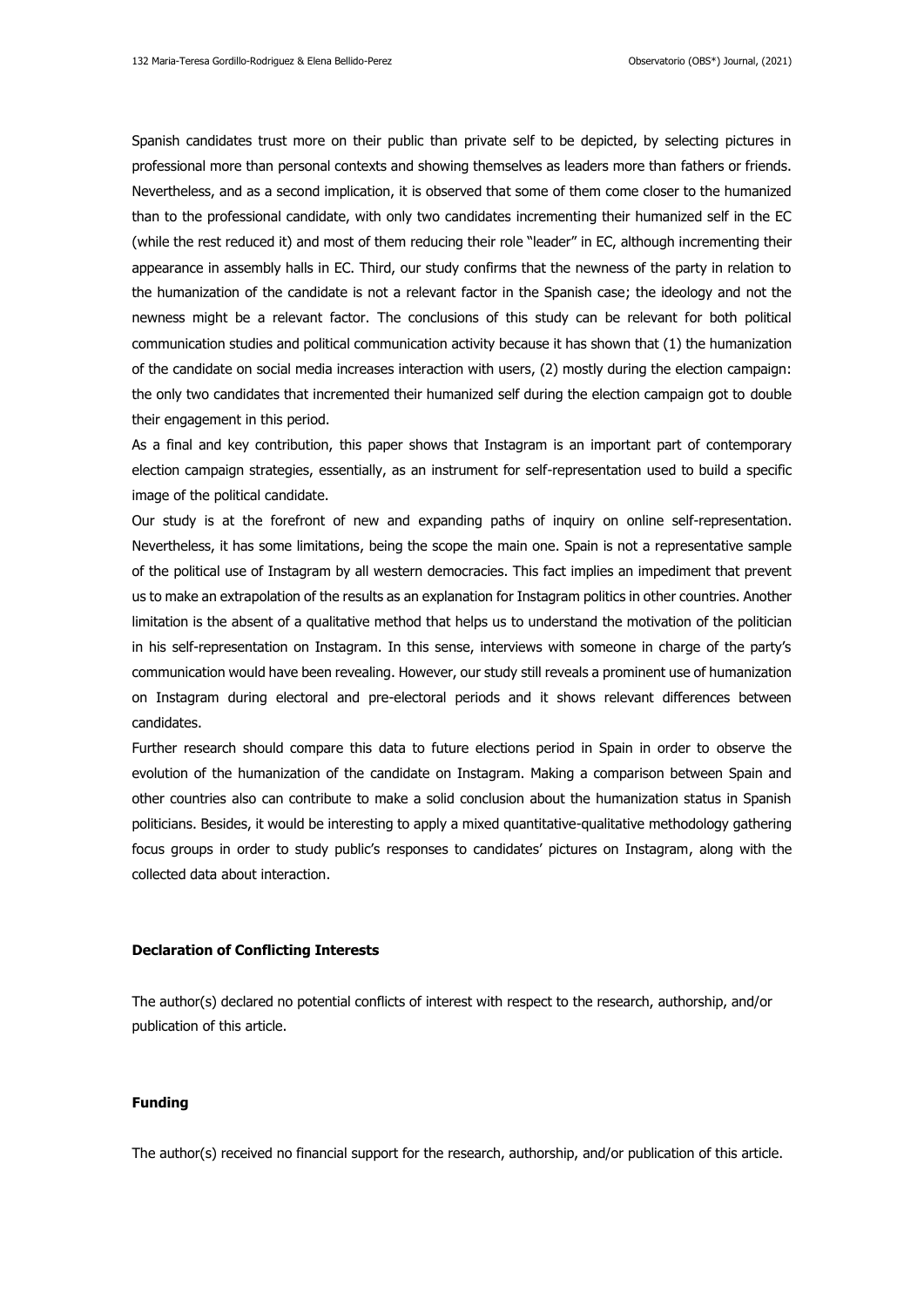Spanish candidates trust more on their public than private self to be depicted, by selecting pictures in professional more than personal contexts and showing themselves as leaders more than fathers or friends. Nevertheless, and as a second implication, it is observed that some of them come closer to the humanized than to the professional candidate, with only two candidates incrementing their humanized self in the EC (while the rest reduced it) and most of them reducing their role "leader" in EC, although incrementing their appearance in assembly halls in EC. Third, our study confirms that the newness of the party in relation to the humanization of the candidate is not a relevant factor in the Spanish case; the ideology and not the newness might be a relevant factor. The conclusions of this study can be relevant for both political communication studies and political communication activity because it has shown that (1) the humanization of the candidate on social media increases interaction with users, (2) mostly during the election campaign: the only two candidates that incremented their humanized self during the election campaign got to double their engagement in this period.

As a final and key contribution, this paper shows that Instagram is an important part of contemporary election campaign strategies, essentially, as an instrument for self-representation used to build a specific image of the political candidate.

Our study is at the forefront of new and expanding paths of inquiry on online self-representation. Nevertheless, it has some limitations, being the scope the main one. Spain is not a representative sample of the political use of Instagram by all western democracies. This fact implies an impediment that prevent us to make an extrapolation of the results as an explanation for Instagram politics in other countries. Another limitation is the absent of a qualitative method that helps us to understand the motivation of the politician in his self-representation on Instagram. In this sense, interviews with someone in charge of the party's communication would have been revealing. However, our study still reveals a prominent use of humanization on Instagram during electoral and pre-electoral periods and it shows relevant differences between candidates.

Further research should compare this data to future elections period in Spain in order to observe the evolution of the humanization of the candidate on Instagram. Making a comparison between Spain and other countries also can contribute to make a solid conclusion about the humanization status in Spanish politicians. Besides, it would be interesting to apply a mixed quantitative-qualitative methodology gathering focus groups in order to study public's responses to candidates' pictures on Instagram, along with the collected data about interaction.

**Declaration of Conflicting Interests**

The author(s) declared no potential conflicts of interest with respect to the research, authorship, and/or publication of this article.

**Funding**

The author(s) received no financial support for the research, authorship, and/or publication of this article.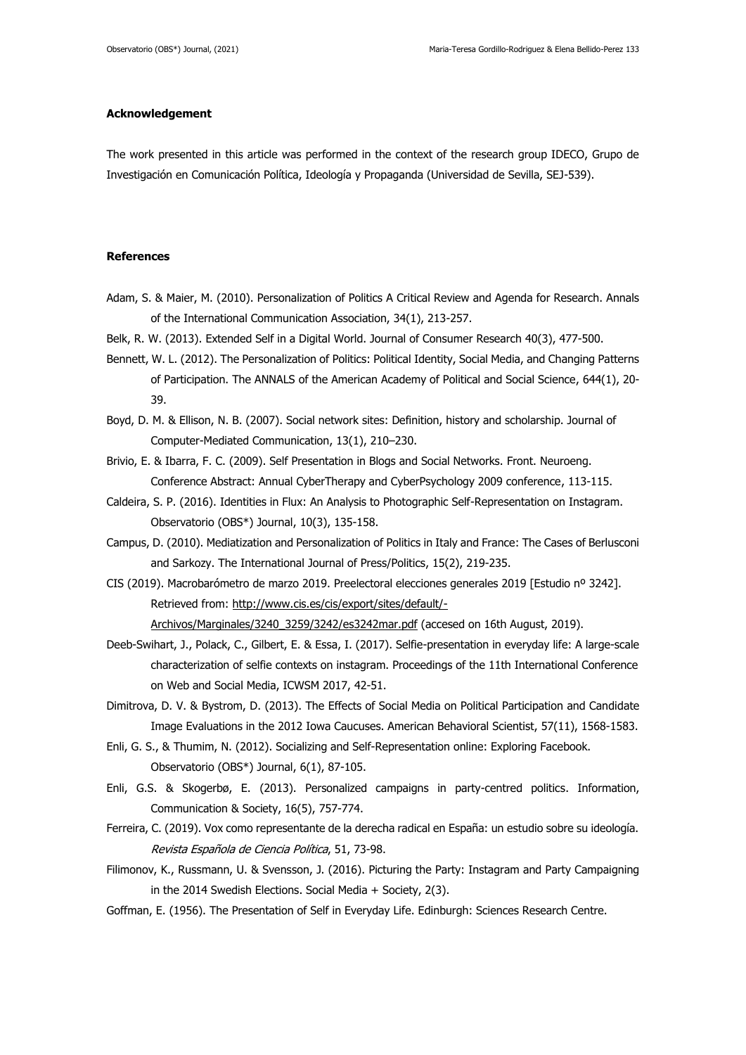**Acknowledgement**

The work presented in this article was performed in the context of the research group IDECO, Grupo de Investigación en Comunicación Política, Ideología y Propaganda (Universidad de Sevilla, SEJ-539).

**References**

Adam, S. & Maier, M. (2010). Personalization of Politics A Critical Review and Agenda for Research. Annals of the International Communication Association, 34(1), 213-257.

Belk, R. W. (2013). Extended Self in a Digital World. Journal of Consumer Research 40(3), 477-500.

Bennett, W. L. (2012). The Personalization of Politics: Political Identity, Social Media, and Changing Patterns of Participation. The ANNALS of the American Academy of Political and Social Science, 644(1), 20-39.

Boyd, D. M. & Ellison, N. B. (2007). Social network sites: Definition, history and scholarship. Journal of Computer-Mediated Communication, 13(1), 210–230.

Brivio, E. & Ibarra, F. C. (2009). Self Presentation in Blogs and Social Networks. Front. Neuroeng. Conference Abstract: Annual CyberTherapy and CyberPsychology 2009 conference, 113-115.

Caldeira, S. P. (2016). Identities in Flux: An Analysis to Photographic Self-Representation on Instagram. Observatorio (OBS*) Journal, 10(3), 135-158.

Campus, D. (2010). Mediatization and Personalization of Politics in Italy and France: The Cases of Berlusconi and Sarkozy. The International Journal of Press/Politics, 15(2), 219-235.

CIS (2019). Macrobarómetro de marzo 2019. Preelectoral elecciones generales 2019 [Estudio nº 3242]. Retrieved from: http://www.cis.es/cis/export/sites/default/-Archivos/Marginales/3240_3259/3242/es3242mar.pdf (accesed on 16th August, 2019).

Deeb-Swihart, J., Polack, C., Gilbert, E. & Essa, I. (2017). Selfie-presentation in everyday life: A large-scale characterization of selfie contexts on instagram. Proceedings of the 11th International Conference on Web and Social Media, ICWSM 2017, 42-51.

Dimitrova, D. V. & Bystrom, D. (2013). The Effects of Social Media on Political Participation and Candidate Image Evaluations in the 2012 Iowa Caucuses. American Behavioral Scientist, 57(11), 1568-1583.

Enli, G. S., & Thumim, N. (2012). Socializing and Self-Representation online: Exploring Facebook. Observatorio (OBS*) Journal, 6(1), 87-105.

Enli, G.S. & Skogerbø, E. (2013). Personalized campaigns in party-centred politics. Information, Communication & Society, 16(5), 757-774.

Ferreira, C. (2019). Vox como representante de la derecha radical en España: un estudio sobre su ideología. *Revista Española de Ciencia Política*, 51, 73-98.

Filimonov, K., Russmann, U. & Svensson, J. (2016). Picturing the Party: Instagram and Party Campaigning in the 2014 Swedish Elections. Social Media + Society, 2(3).

Goffman, E. (1956). The Presentation of Self in Everyday Life. Edinburgh: Sciences Research Centre.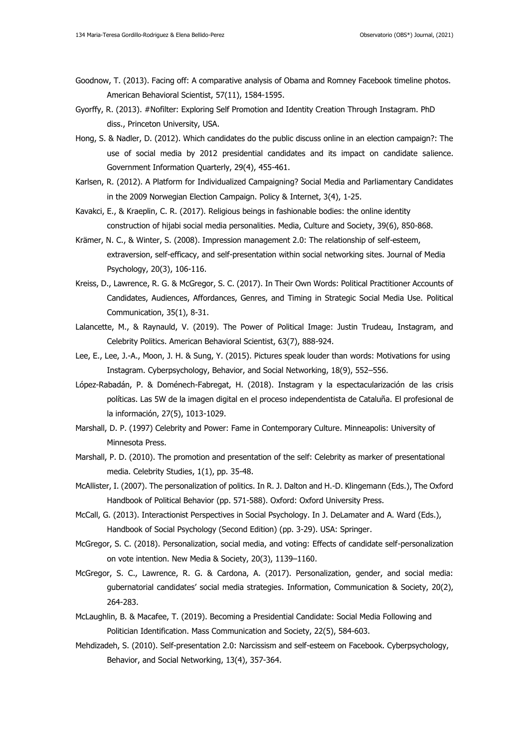Goodnow, T. (2013). Facing off: A comparative analysis of Obama and Romney Facebook timeline photos. American Behavioral Scientist, 57(11), 1584-1595.

Gyorffy, R. (2013). #Nofilter: Exploring Self Promotion and Identity Creation Through Instagram. PhD diss., Princeton University, USA.

Hong, S. & Nadler, D. (2012). Which candidates do the public discuss online in an election campaign?: The use of social media by 2012 presidential candidates and its impact on candidate salience. Government Information Quarterly, 29(4), 455-461.

Karlsen, R. (2012). A Platform for Individualized Campaigning? Social Media and Parliamentary Candidates in the 2009 Norwegian Election Campaign. Policy & Internet, 3(4), 1-25.

Kavakci, E., & Kraeplin, C. R. (2017). Religious beings in fashionable bodies: the online identity construction of hijabi social media personalities. Media, Culture and Society, 39(6), 850-868.

Krämer, N. C., & Winter, S. (2008). Impression management 2.0: The relationship of self-esteem, extraversion, self-efficacy, and self-presentation within social networking sites. Journal of Media Psychology, 20(3), 106-116.

Kreiss, D., Lawrence, R. G. & McGregor, S. C. (2017). In Their Own Words: Political Practitioner Accounts of Candidates, Audiences, Affordances, Genres, and Timing in Strategic Social Media Use. Political Communication, 35(1), 8-31.

Lalancette, M., & Raynauld, V. (2019). The Power of Political Image: Justin Trudeau, Instagram, and Celebrity Politics. American Behavioral Scientist, 63(7), 888-924.

Lee, E., Lee, J.-A., Moon, J. H. & Sung, Y. (2015). Pictures speak louder than words: Motivations for using Instagram. Cyberpsychology, Behavior, and Social Networking, 18(9), 552–556.

López-Rabadán, P. & Doménech-Fabregat, H. (2018). Instagram y la espectacularización de las crisis políticas. Las 5W de la imagen digital en el proceso independentista de Cataluña. El profesional de la información, 27(5), 1013-1029.

Marshall, D. P. (1997) Celebrity and Power: Fame in Contemporary Culture. Minneapolis: University of Minnesota Press.

Marshall, P. D. (2010). The promotion and presentation of the self: Celebrity as marker of presentational media. Celebrity Studies, 1(1), pp. 35-48.

McAllister, I. (2007). The personalization of politics. In R. J. Dalton and H.-D. Klingemann (Eds.), The Oxford Handbook of Political Behavior (pp. 571-588). Oxford: Oxford University Press.

McCall, G. (2013). Interactionist Perspectives in Social Psychology. In J. DeLamater and A. Ward (Eds.), Handbook of Social Psychology (Second Edition) (pp. 3-29). USA: Springer.

McGregor, S. C. (2018). Personalization, social media, and voting: Effects of candidate self-personalization on vote intention. New Media & Society, 20(3), 1139–1160.

McGregor, S. C., Lawrence, R. G. & Cardona, A. (2017). Personalization, gender, and social media: gubernatorial candidates' social media strategies. Information, Communication & Society, 20(2), 264-283.

McLaughlin, B. & Macafee, T. (2019). Becoming a Presidential Candidate: Social Media Following and Politician Identification. Mass Communication and Society, 22(5), 584-603.

Mehdizadeh, S. (2010). Self-presentation 2.0: Narcissism and self-esteem on Facebook. Cyberpsychology, Behavior, and Social Networking, 13(4), 357-364.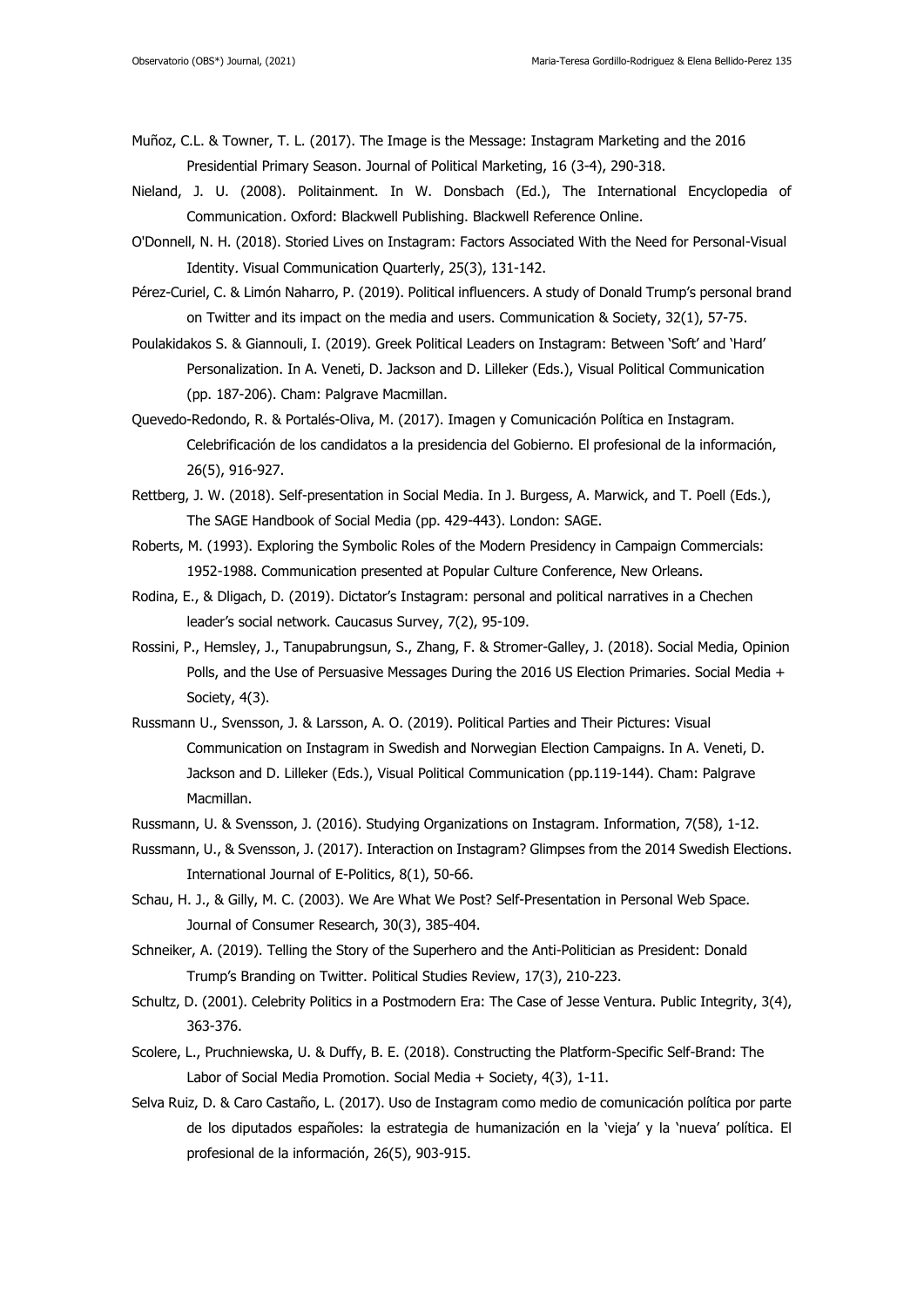Muñoz, C.L. & Towner, T. L. (2017). The Image is the Message: Instagram Marketing and the 2016 Presidential Primary Season. Journal of Political Marketing, 16 (3-4), 290-318.

Nieland, J. U. (2008). Politainment. In W. Donsbach (Ed.), The International Encyclopedia of Communication. Oxford: Blackwell Publishing. Blackwell Reference Online.

O'Donnell, N. H. (2018). Storied Lives on Instagram: Factors Associated With the Need for Personal-Visual Identity. Visual Communication Quarterly, 25(3), 131-142.

Pérez-Curiel, C. & Limón Naharro, P. (2019). Political influencers. A study of Donald Trump's personal brand on Twitter and its impact on the media and users. Communication & Society, 32(1), 57-75.

Poulakidakos S. & Giannouli, I. (2019). Greek Political Leaders on Instagram: Between 'Soft' and 'Hard' Personalization. In A. Veneti, D. Jackson and D. Lilleker (Eds.), Visual Political Communication (pp. 187-206). Cham: Palgrave Macmillan.

Quevedo-Redondo, R. & Portalés-Oliva, M. (2017). Imagen y Comunicación Política en Instagram. Celebrificación de los candidatos a la presidencia del Gobierno. El profesional de la información, 26(5), 916-927.

Rettberg, J. W. (2018). Self-presentation in Social Media. In J. Burgess, A. Marwick, and T. Poell (Eds.), The SAGE Handbook of Social Media (pp. 429-443). London: SAGE.

Roberts, M. (1993). Exploring the Symbolic Roles of the Modern Presidency in Campaign Commercials: 1952-1988. Communication presented at Popular Culture Conference, New Orleans.

Rodina, E., & Dligach, D. (2019). Dictator's Instagram: personal and political narratives in a Chechen leader's social network. Caucasus Survey, 7(2), 95-109.

Rossini, P., Hemsley, J., Tanupabrungsun, S., Zhang, F. & Stromer-Galley, J. (2018). Social Media, Opinion Polls, and the Use of Persuasive Messages During the 2016 US Election Primaries. Social Media + Society, 4(3).

Russmann U., Svensson, J. & Larsson, A. O. (2019). Political Parties and Their Pictures: Visual Communication on Instagram in Swedish and Norwegian Election Campaigns. In A. Veneti, D. Jackson and D. Lilleker (Eds.), Visual Political Communication (pp.119-144). Cham: Palgrave Macmillan.

Russmann, U. & Svensson, J. (2016). Studying Organizations on Instagram. Information, 7(58), 1-12.

Russmann, U., & Svensson, J. (2017). Interaction on Instagram? Glimpses from the 2014 Swedish Elections. International Journal of E-Politics, 8(1), 50-66.

Schau, H. J., & Gilly, M. C. (2003). We Are What We Post? Self-Presentation in Personal Web Space. Journal of Consumer Research, 30(3), 385-404.

Schneiker, A. (2019). Telling the Story of the Superhero and the Anti-Politician as President: Donald Trump's Branding on Twitter. Political Studies Review, 17(3), 210-223.

Schultz, D. (2001). Celebrity Politics in a Postmodern Era: The Case of Jesse Ventura. Public Integrity, 3(4), 363-376.

Scolere, L., Pruchniewska, U. & Duffy, B. E. (2018). Constructing the Platform-Specific Self-Brand: The Labor of Social Media Promotion. Social Media + Society, 4(3), 1-11.

Selva Ruiz, D. & Caro Castaño, L. (2017). Uso de Instagram como medio de comunicación política por parte de los diputados españoles: la estrategia de humanización en la 'vieja' y la 'nueva' política. El profesional de la información, 26(5), 903-915.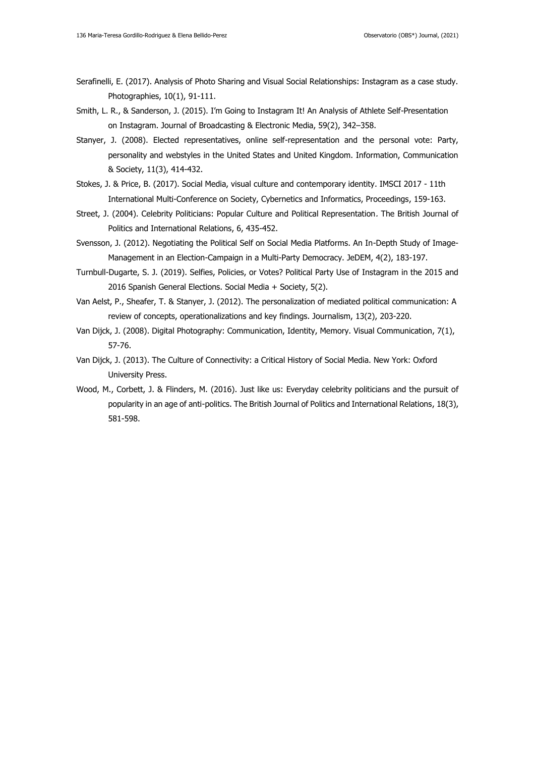Serafinelli, E. (2017). Analysis of Photo Sharing and Visual Social Relationships: Instagram as a case study. Photographies, 10(1), 91-111.

Smith, L. R., & Sanderson, J. (2015). I'm Going to Instagram It! An Analysis of Athlete Self-Presentation on Instagram. Journal of Broadcasting & Electronic Media, 59(2), 342–358.

Stanyer, J. (2008). Elected representatives, online self-representation and the personal vote: Party, personality and webstyles in the United States and United Kingdom. Information, Communication & Society, 11(3), 414-432.

Stokes, J. & Price, B. (2017). Social Media, visual culture and contemporary identity. IMSCI 2017 - 11th International Multi-Conference on Society, Cybernetics and Informatics, Proceedings, 159-163.

Street, J. (2004). Celebrity Politicians: Popular Culture and Political Representation. The British Journal of Politics and International Relations, 6, 435-452.

Svensson, J. (2012). Negotiating the Political Self on Social Media Platforms. An In-Depth Study of Image-Management in an Election-Campaign in a Multi-Party Democracy. JeDEM, 4(2), 183-197.

Turnbull-Dugarte, S. J. (2019). Selfies, Policies, or Votes? Political Party Use of Instagram in the 2015 and 2016 Spanish General Elections. Social Media + Society, 5(2).

Van Aelst, P., Sheafer, T. & Stanyer, J. (2012). The personalization of mediated political communication: A review of concepts, operationalizations and key findings. Journalism, 13(2), 203-220.

Van Dijck, J. (2008). Digital Photography: Communication, Identity, Memory. Visual Communication, 7(1), 57-76.

Van Dijck, J. (2013). The Culture of Connectivity: a Critical History of Social Media. New York: Oxford University Press.

Wood, M., Corbett, J. & Flinders, M. (2016). Just like us: Everyday celebrity politicians and the pursuit of popularity in an age of anti-politics. The British Journal of Politics and International Relations, 18(3), 581-598.